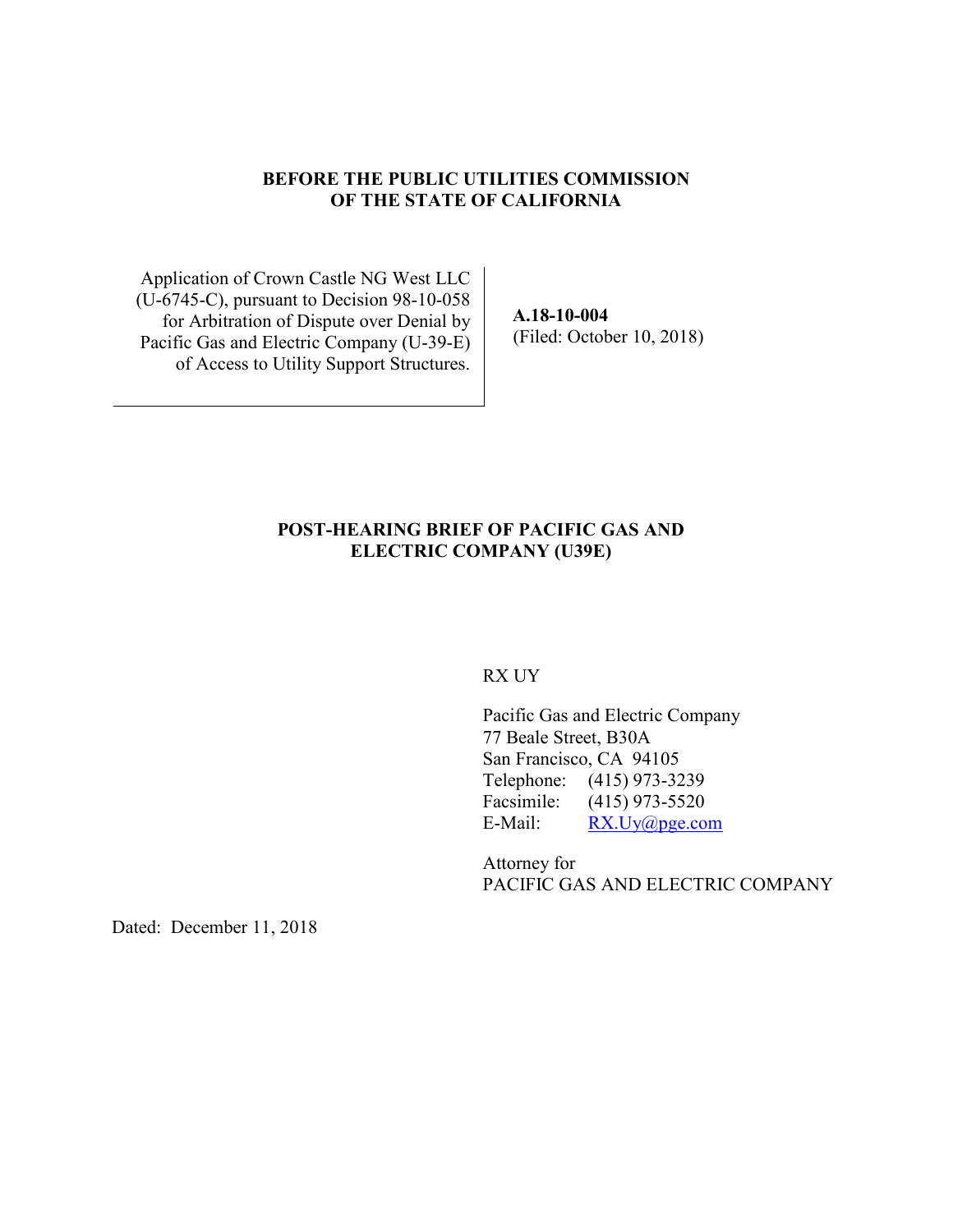**BEFORE THE PUBLIC UTILITIES COMMISSION OF THE STATE OF CALIFORNIA**

| | |
|---|---|
| Application of Crown Castle NG West LLC (U-6745-C), pursuant to Decision 98-10-058 for Arbitration of Dispute over Denial by Pacific Gas and Electric Company (U-39-E) of Access to Utility Support Structures. | **A.18-10-004** (Filed: October 10, 2018) |

**POST-HEARING BRIEF OF PACIFIC GAS AND ELECTRIC COMPANY (U39E)**

RX UY

Pacific Gas and Electric Company
77 Beale Street, B30A
San Francisco, CA 94105
Telephone: (415) 973-3239
Facsimile: (415) 973-5520
E-Mail: RX.Uy@pge.com

Attorney for
PACIFIC GAS AND ELECTRIC COMPANY

Dated: December 11, 2018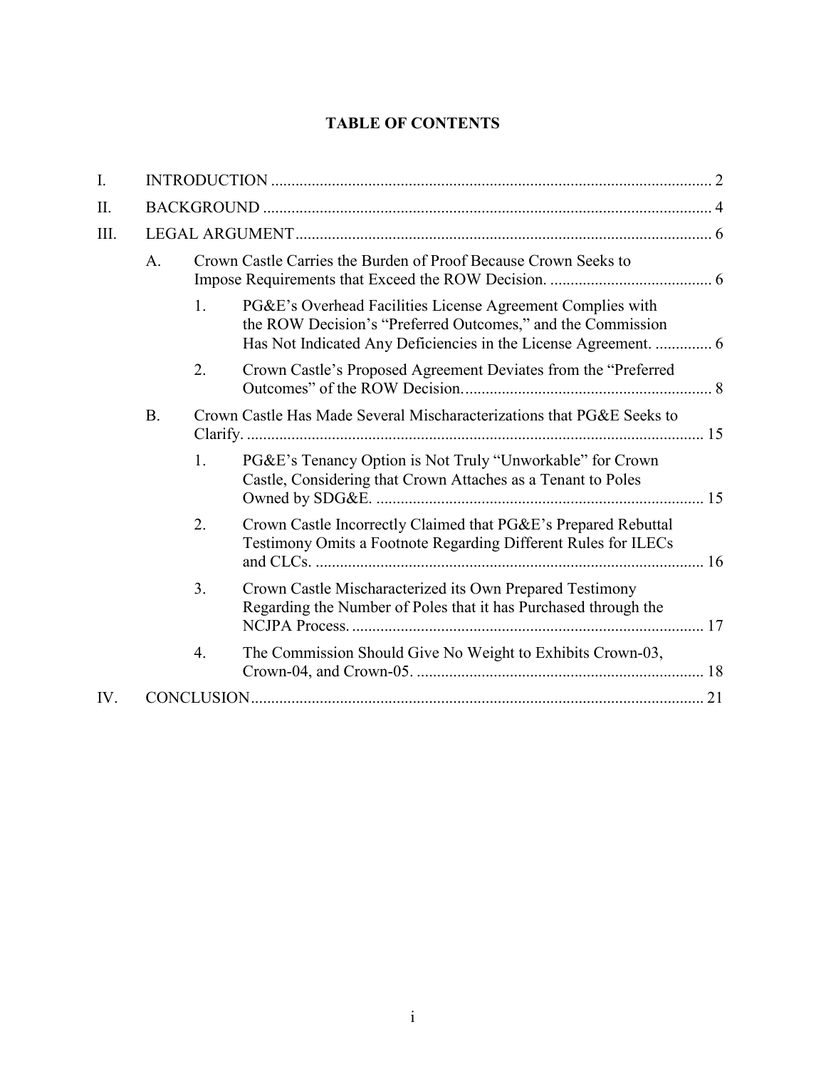# TABLE OF CONTENTS

- I. INTRODUCTION ..... 2
- II. BACKGROUND ..... 4
- III. LEGAL ARGUMENT ..... 6
  - A. Crown Castle Carries the Burden of Proof Because Crown Seeks to Impose Requirements that Exceed the ROW Decision. ..... 6
    - 1. PG&E's Overhead Facilities License Agreement Complies with the ROW Decision's "Preferred Outcomes," and the Commission Has Not Indicated Any Deficiencies in the License Agreement. ..... 6
    - 2. Crown Castle's Proposed Agreement Deviates from the "Preferred Outcomes" of the ROW Decision. ..... 8
  - B. Crown Castle Has Made Several Mischaracterizations that PG&E Seeks to Clarify. ..... 15
    - 1. PG&E's Tenancy Option is Not Truly "Unworkable" for Crown Castle, Considering that Crown Attaches as a Tenant to Poles Owned by SDG&E. ..... 15
    - 2. Crown Castle Incorrectly Claimed that PG&E's Prepared Rebuttal Testimony Omits a Footnote Regarding Different Rules for ILECs and CLCs. ..... 16
    - 3. Crown Castle Mischaracterized its Own Prepared Testimony Regarding the Number of Poles that it has Purchased through the NCJPA Process. ..... 17
    - 4. The Commission Should Give No Weight to Exhibits Crown-03, Crown-04, and Crown-05. ..... 18
- IV. CONCLUSION ..... 21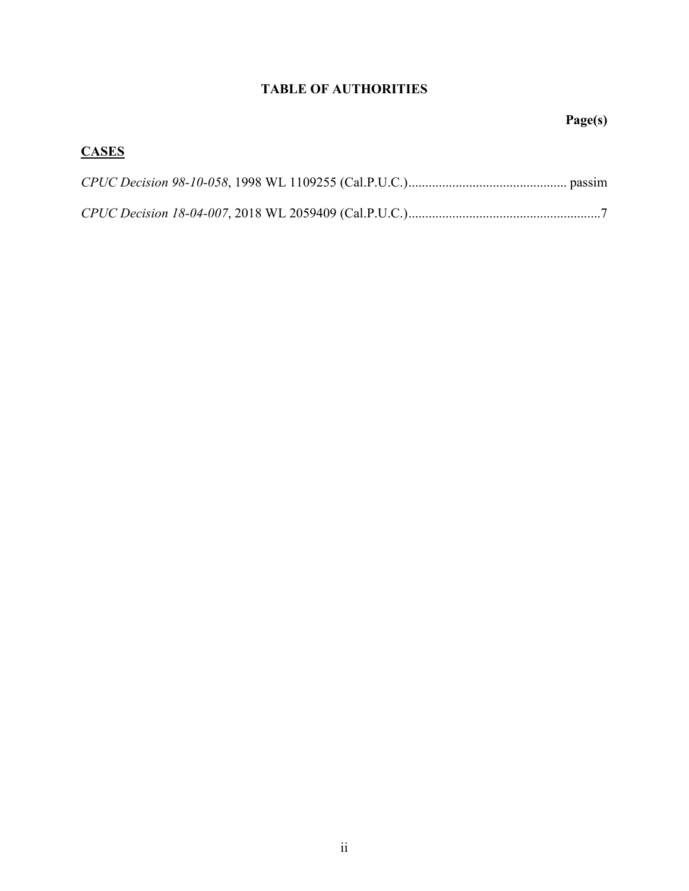# TABLE OF AUTHORITIES

**Page(s)**

## CASES

*CPUC Decision 98-10-058*, 1998 WL 1109255 (Cal.P.U.C.)............................................... passim

*CPUC Decision 18-04-007*, 2018 WL 2059409 (Cal.P.U.C.).........................................................7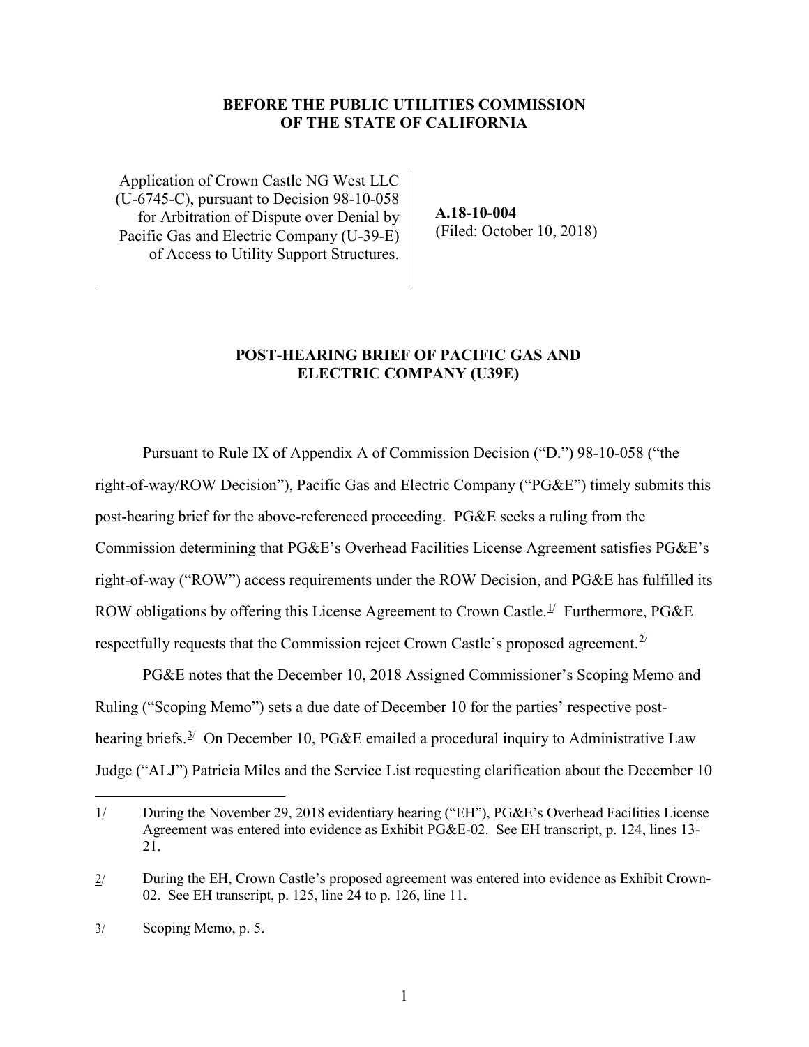**BEFORE THE PUBLIC UTILITIES COMMISSION OF THE STATE OF CALIFORNIA**

| | |
|---|---|
| Application of Crown Castle NG West LLC (U-6745-C), pursuant to Decision 98-10-058 for Arbitration of Dispute over Denial by Pacific Gas and Electric Company (U-39-E) of Access to Utility Support Structures. | **A.18-10-004** (Filed: October 10, 2018) |

## POST-HEARING BRIEF OF PACIFIC GAS AND ELECTRIC COMPANY (U39E)

Pursuant to Rule IX of Appendix A of Commission Decision ("D.") 98-10-058 ("the right-of-way/ROW Decision"), Pacific Gas and Electric Company ("PG&E") timely submits this post-hearing brief for the above-referenced proceeding. PG&E seeks a ruling from the Commission determining that PG&E's Overhead Facilities License Agreement satisfies PG&E's right-of-way ("ROW") access requirements under the ROW Decision, and PG&E has fulfilled its ROW obligations by offering this License Agreement to Crown Castle.[1/] Furthermore, PG&E respectfully requests that the Commission reject Crown Castle's proposed agreement.[2/]

PG&E notes that the December 10, 2018 Assigned Commissioner's Scoping Memo and Ruling ("Scoping Memo") sets a due date of December 10 for the parties' respective post-hearing briefs.[3/] On December 10, PG&E emailed a procedural inquiry to Administrative Law Judge ("ALJ") Patricia Miles and the Service List requesting clarification about the December 10

---

1/ During the November 29, 2018 evidentiary hearing ("EH"), PG&E's Overhead Facilities License Agreement was entered into evidence as Exhibit PG&E-02. See EH transcript, p. 124, lines 13-21.

2/ During the EH, Crown Castle's proposed agreement was entered into evidence as Exhibit Crown-02. See EH transcript, p. 125, line 24 to p. 126, line 11.

3/ Scoping Memo, p. 5.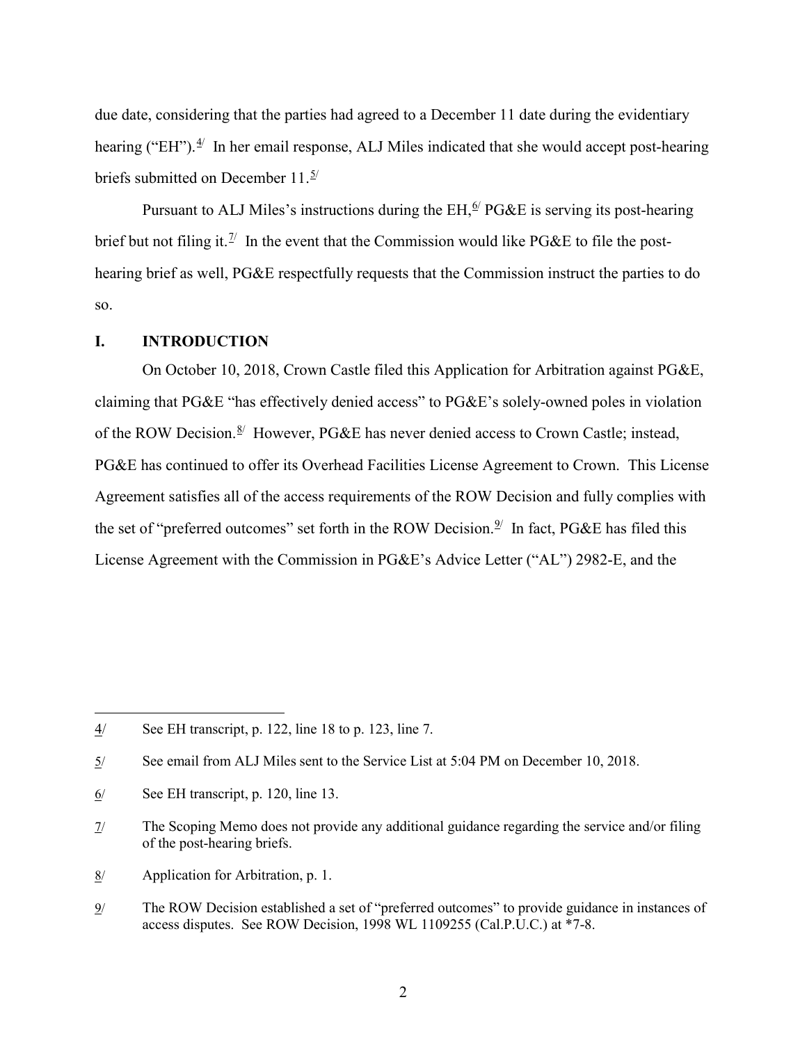due date, considering that the parties had agreed to a December 11 date during the evidentiary hearing ("EH").[4/] In her email response, ALJ Miles indicated that she would accept post-hearing briefs submitted on December 11.[5/]

Pursuant to ALJ Miles's instructions during the EH,[6/] PG&E is serving its post-hearing brief but not filing it.[7/] In the event that the Commission would like PG&E to file the post-hearing brief as well, PG&E respectfully requests that the Commission instruct the parties to do so.

## I. INTRODUCTION

On October 10, 2018, Crown Castle filed this Application for Arbitration against PG&E, claiming that PG&E "has effectively denied access" to PG&E's solely-owned poles in violation of the ROW Decision.[8/] However, PG&E has never denied access to Crown Castle; instead, PG&E has continued to offer its Overhead Facilities License Agreement to Crown. This License Agreement satisfies all of the access requirements of the ROW Decision and fully complies with the set of "preferred outcomes" set forth in the ROW Decision.[9/] In fact, PG&E has filed this License Agreement with the Commission in PG&E's Advice Letter ("AL") 2982-E, and the

---

4/ See EH transcript, p. 122, line 18 to p. 123, line 7.

5/ See email from ALJ Miles sent to the Service List at 5:04 PM on December 10, 2018.

6/ See EH transcript, p. 120, line 13.

7/ The Scoping Memo does not provide any additional guidance regarding the service and/or filing of the post-hearing briefs.

8/ Application for Arbitration, p. 1.

9/ The ROW Decision established a set of "preferred outcomes" to provide guidance in instances of access disputes. See ROW Decision, 1998 WL 1109255 (Cal.P.U.C.) at *7-8.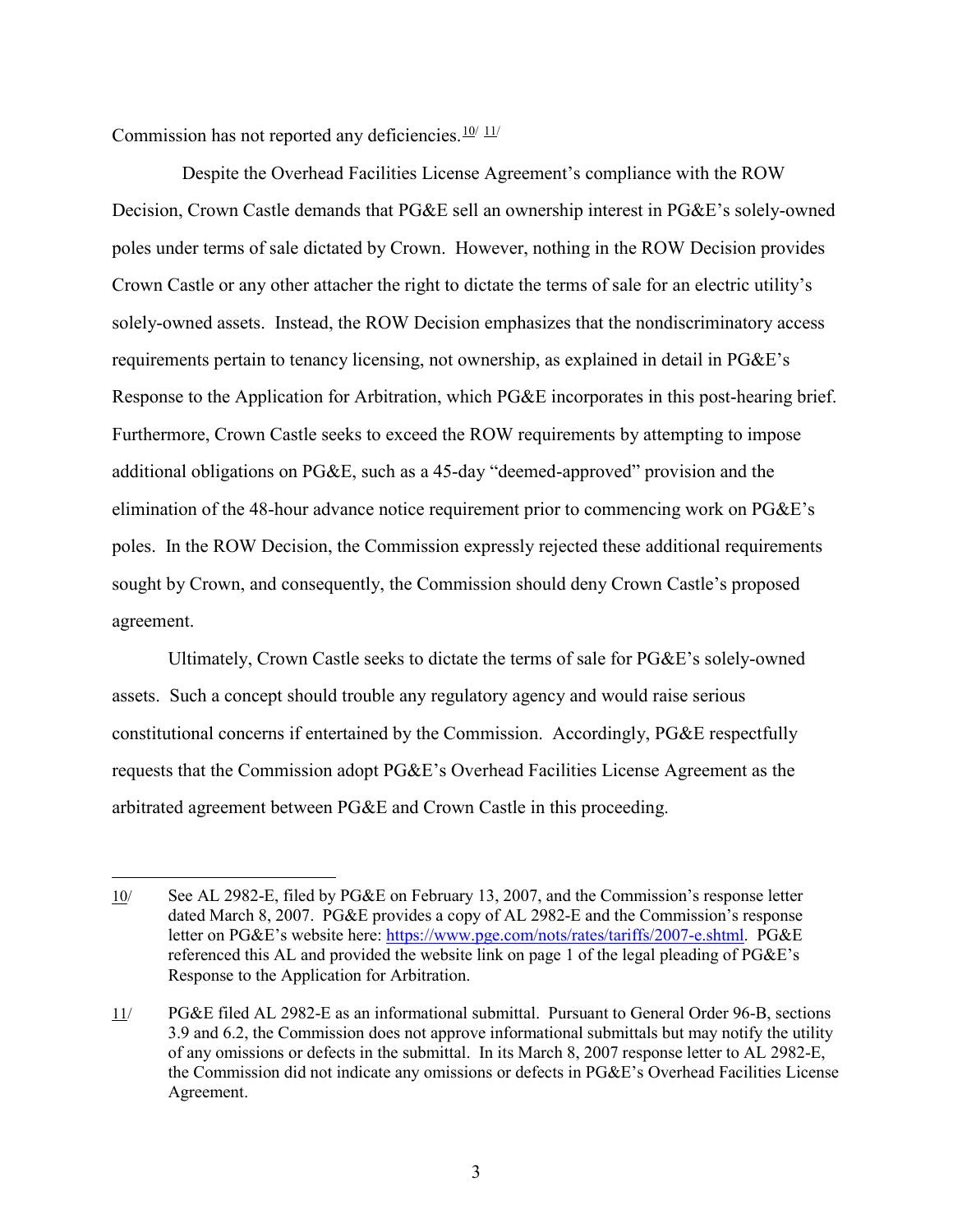Commission has not reported any deficiencies.[10/] [11/]

Despite the Overhead Facilities License Agreement's compliance with the ROW Decision, Crown Castle demands that PG&E sell an ownership interest in PG&E's solely-owned poles under terms of sale dictated by Crown. However, nothing in the ROW Decision provides Crown Castle or any other attacher the right to dictate the terms of sale for an electric utility's solely-owned assets. Instead, the ROW Decision emphasizes that the nondiscriminatory access requirements pertain to tenancy licensing, not ownership, as explained in detail in PG&E's Response to the Application for Arbitration, which PG&E incorporates in this post-hearing brief. Furthermore, Crown Castle seeks to exceed the ROW requirements by attempting to impose additional obligations on PG&E, such as a 45-day "deemed-approved" provision and the elimination of the 48-hour advance notice requirement prior to commencing work on PG&E's poles. In the ROW Decision, the Commission expressly rejected these additional requirements sought by Crown, and consequently, the Commission should deny Crown Castle's proposed agreement.

Ultimately, Crown Castle seeks to dictate the terms of sale for PG&E's solely-owned assets. Such a concept should trouble any regulatory agency and would raise serious constitutional concerns if entertained by the Commission. Accordingly, PG&E respectfully requests that the Commission adopt PG&E's Overhead Facilities License Agreement as the arbitrated agreement between PG&E and Crown Castle in this proceeding.

---

10/ See AL 2982-E, filed by PG&E on February 13, 2007, and the Commission's response letter dated March 8, 2007. PG&E provides a copy of AL 2982-E and the Commission's response letter on PG&E's website here: https://www.pge.com/nots/rates/tariffs/2007-e.shtml. PG&E referenced this AL and provided the website link on page 1 of the legal pleading of PG&E's Response to the Application for Arbitration.

11/ PG&E filed AL 2982-E as an informational submittal. Pursuant to General Order 96-B, sections 3.9 and 6.2, the Commission does not approve informational submittals but may notify the utility of any omissions or defects in the submittal. In its March 8, 2007 response letter to AL 2982-E, the Commission did not indicate any omissions or defects in PG&E's Overhead Facilities License Agreement.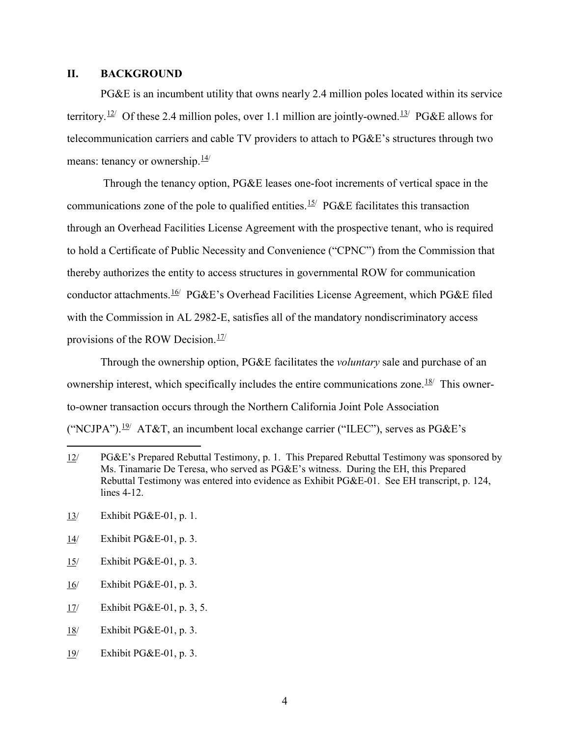## II. BACKGROUND

PG&E is an incumbent utility that owns nearly 2.4 million poles located within its service territory.[12/] Of these 2.4 million poles, over 1.1 million are jointly-owned.[13/] PG&E allows for telecommunication carriers and cable TV providers to attach to PG&E's structures through two means: tenancy or ownership.[14/]

Through the tenancy option, PG&E leases one-foot increments of vertical space in the communications zone of the pole to qualified entities.[15/] PG&E facilitates this transaction through an Overhead Facilities License Agreement with the prospective tenant, who is required to hold a Certificate of Public Necessity and Convenience ("CPNC") from the Commission that thereby authorizes the entity to access structures in governmental ROW for communication conductor attachments.[16/] PG&E's Overhead Facilities License Agreement, which PG&E filed with the Commission in AL 2982-E, satisfies all of the mandatory nondiscriminatory access provisions of the ROW Decision.[17/]

Through the ownership option, PG&E facilitates the *voluntary* sale and purchase of an ownership interest, which specifically includes the entire communications zone.[18/] This owner-to-owner transaction occurs through the Northern California Joint Pole Association ("NCJPA").[19/] AT&T, an incumbent local exchange carrier ("ILEC"), serves as PG&E's

---

12/ PG&E's Prepared Rebuttal Testimony, p. 1. This Prepared Rebuttal Testimony was sponsored by Ms. Tinamarie De Teresa, who served as PG&E's witness. During the EH, this Prepared Rebuttal Testimony was entered into evidence as Exhibit PG&E-01. See EH transcript, p. 124, lines 4-12.

13/ Exhibit PG&E-01, p. 1.

14/ Exhibit PG&E-01, p. 3.

15/ Exhibit PG&E-01, p. 3.

16/ Exhibit PG&E-01, p. 3.

17/ Exhibit PG&E-01, p. 3, 5.

18/ Exhibit PG&E-01, p. 3.

19/ Exhibit PG&E-01, p. 3.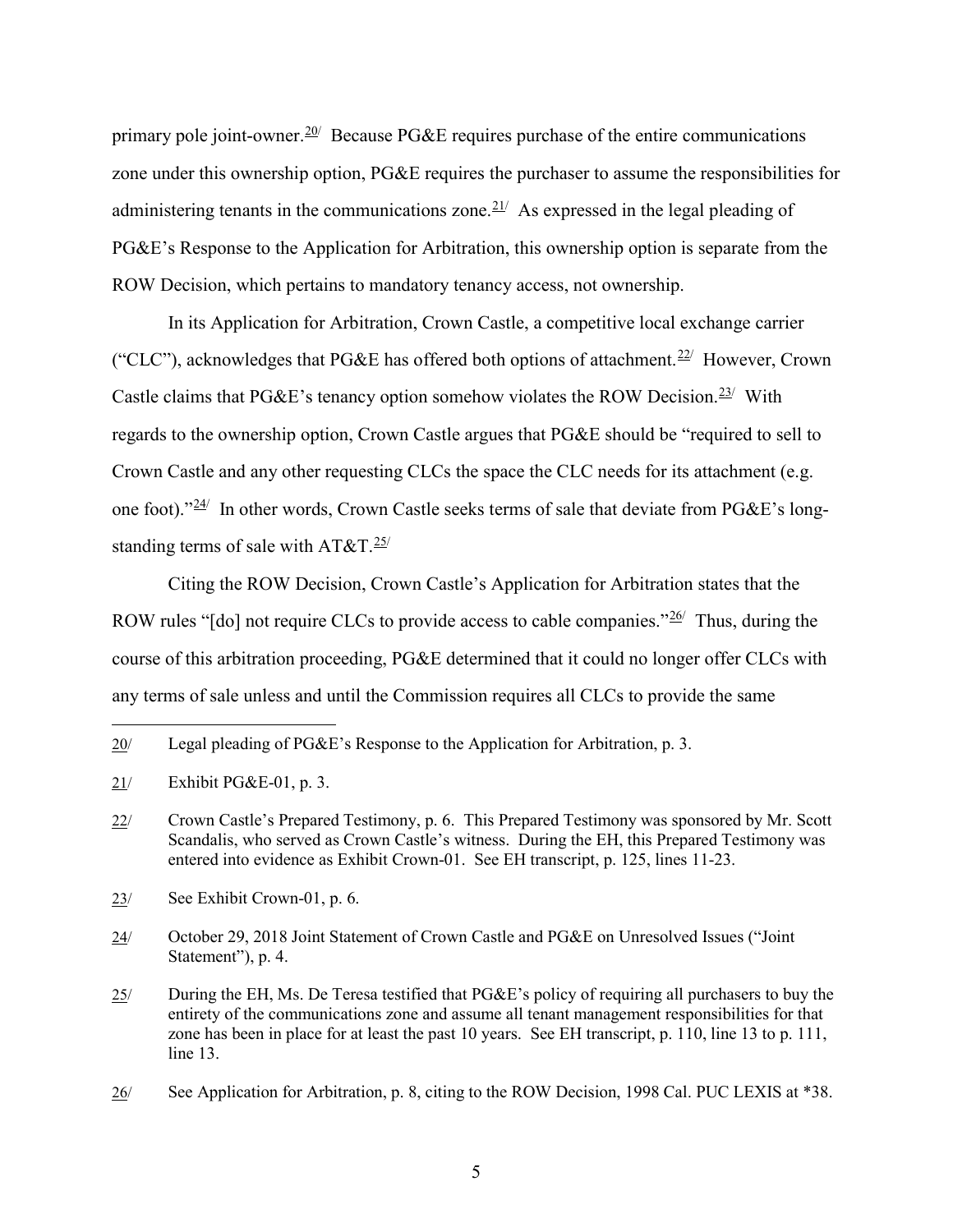primary pole joint-owner.[20] Because PG&E requires purchase of the entire communications zone under this ownership option, PG&E requires the purchaser to assume the responsibilities for administering tenants in the communications zone.[21] As expressed in the legal pleading of PG&E's Response to the Application for Arbitration, this ownership option is separate from the ROW Decision, which pertains to mandatory tenancy access, not ownership.

In its Application for Arbitration, Crown Castle, a competitive local exchange carrier ("CLC"), acknowledges that PG&E has offered both options of attachment.[22] However, Crown Castle claims that PG&E's tenancy option somehow violates the ROW Decision.[23] With regards to the ownership option, Crown Castle argues that PG&E should be "required to sell to Crown Castle and any other requesting CLCs the space the CLC needs for its attachment (e.g. one foot)."[24] In other words, Crown Castle seeks terms of sale that deviate from PG&E's long-standing terms of sale with AT&T.[25]

Citing the ROW Decision, Crown Castle's Application for Arbitration states that the ROW rules "[do] not require CLCs to provide access to cable companies."[26] Thus, during the course of this arbitration proceeding, PG&E determined that it could no longer offer CLCs with any terms of sale unless and until the Commission requires all CLCs to provide the same

---

20/ Legal pleading of PG&E's Response to the Application for Arbitration, p. 3.

21/ Exhibit PG&E-01, p. 3.

22/ Crown Castle's Prepared Testimony, p. 6. This Prepared Testimony was sponsored by Mr. Scott Scandalis, who served as Crown Castle's witness. During the EH, this Prepared Testimony was entered into evidence as Exhibit Crown-01. See EH transcript, p. 125, lines 11-23.

23/ See Exhibit Crown-01, p. 6.

24/ October 29, 2018 Joint Statement of Crown Castle and PG&E on Unresolved Issues ("Joint Statement"), p. 4.

25/ During the EH, Ms. De Teresa testified that PG&E's policy of requiring all purchasers to buy the entirety of the communications zone and assume all tenant management responsibilities for that zone has been in place for at least the past 10 years. See EH transcript, p. 110, line 13 to p. 111, line 13.

26/ See Application for Arbitration, p. 8, citing to the ROW Decision, 1998 Cal. PUC LEXIS at *38.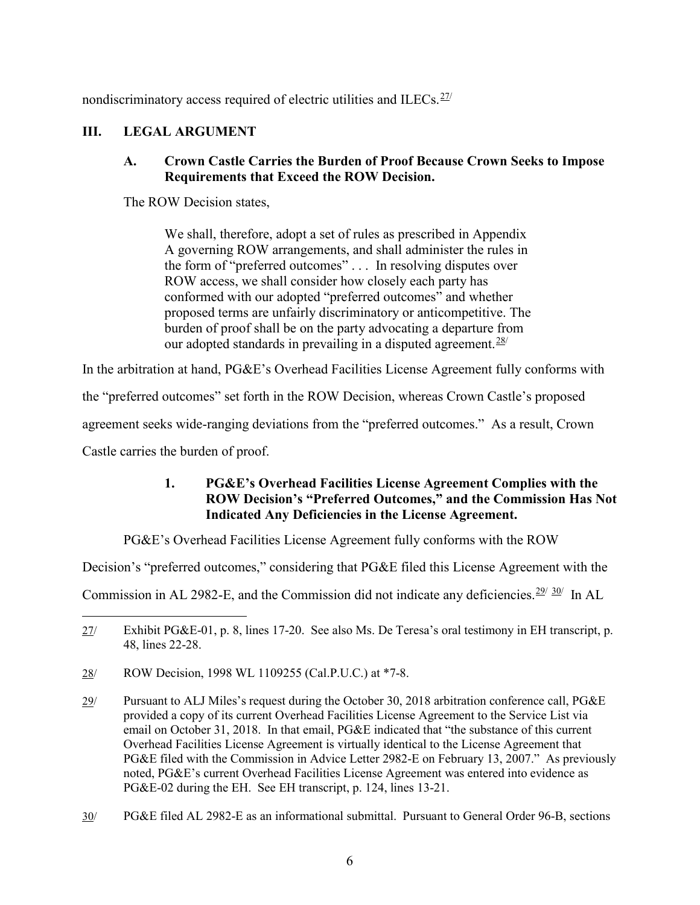nondiscriminatory access required of electric utilities and ILECs.[27]

## III. LEGAL ARGUMENT

### A. Crown Castle Carries the Burden of Proof Because Crown Seeks to Impose Requirements that Exceed the ROW Decision.

The ROW Decision states,

> We shall, therefore, adopt a set of rules as prescribed in Appendix A governing ROW arrangements, and shall administer the rules in the form of "preferred outcomes" . . . In resolving disputes over ROW access, we shall consider how closely each party has conformed with our adopted "preferred outcomes" and whether proposed terms are unfairly discriminatory or anticompetitive. The burden of proof shall be on the party advocating a departure from our adopted standards in prevailing in a disputed agreement.[28]

In the arbitration at hand, PG&E's Overhead Facilities License Agreement fully conforms with the "preferred outcomes" set forth in the ROW Decision, whereas Crown Castle's proposed agreement seeks wide-ranging deviations from the "preferred outcomes." As a result, Crown Castle carries the burden of proof.

#### 1. PG&E's Overhead Facilities License Agreement Complies with the ROW Decision's "Preferred Outcomes," and the Commission Has Not Indicated Any Deficiencies in the License Agreement.

PG&E's Overhead Facilities License Agreement fully conforms with the ROW Decision's "preferred outcomes," considering that PG&E filed this License Agreement with the Commission in AL 2982-E, and the Commission did not indicate any deficiencies.[29] [30] In AL

---

[27] Exhibit PG&E-01, p. 8, lines 17-20. See also Ms. De Teresa's oral testimony in EH transcript, p. 48, lines 22-28.

[28] ROW Decision, 1998 WL 1109255 (Cal.P.U.C.) at *7-8.

[29] Pursuant to ALJ Miles's request during the October 30, 2018 arbitration conference call, PG&E provided a copy of its current Overhead Facilities License Agreement to the Service List via email on October 31, 2018. In that email, PG&E indicated that "the substance of this current Overhead Facilities License Agreement is virtually identical to the License Agreement that PG&E filed with the Commission in Advice Letter 2982-E on February 13, 2007." As previously noted, PG&E's current Overhead Facilities License Agreement was entered into evidence as PG&E-02 during the EH. See EH transcript, p. 124, lines 13-21.

[30] PG&E filed AL 2982-E as an informational submittal. Pursuant to General Order 96-B, sections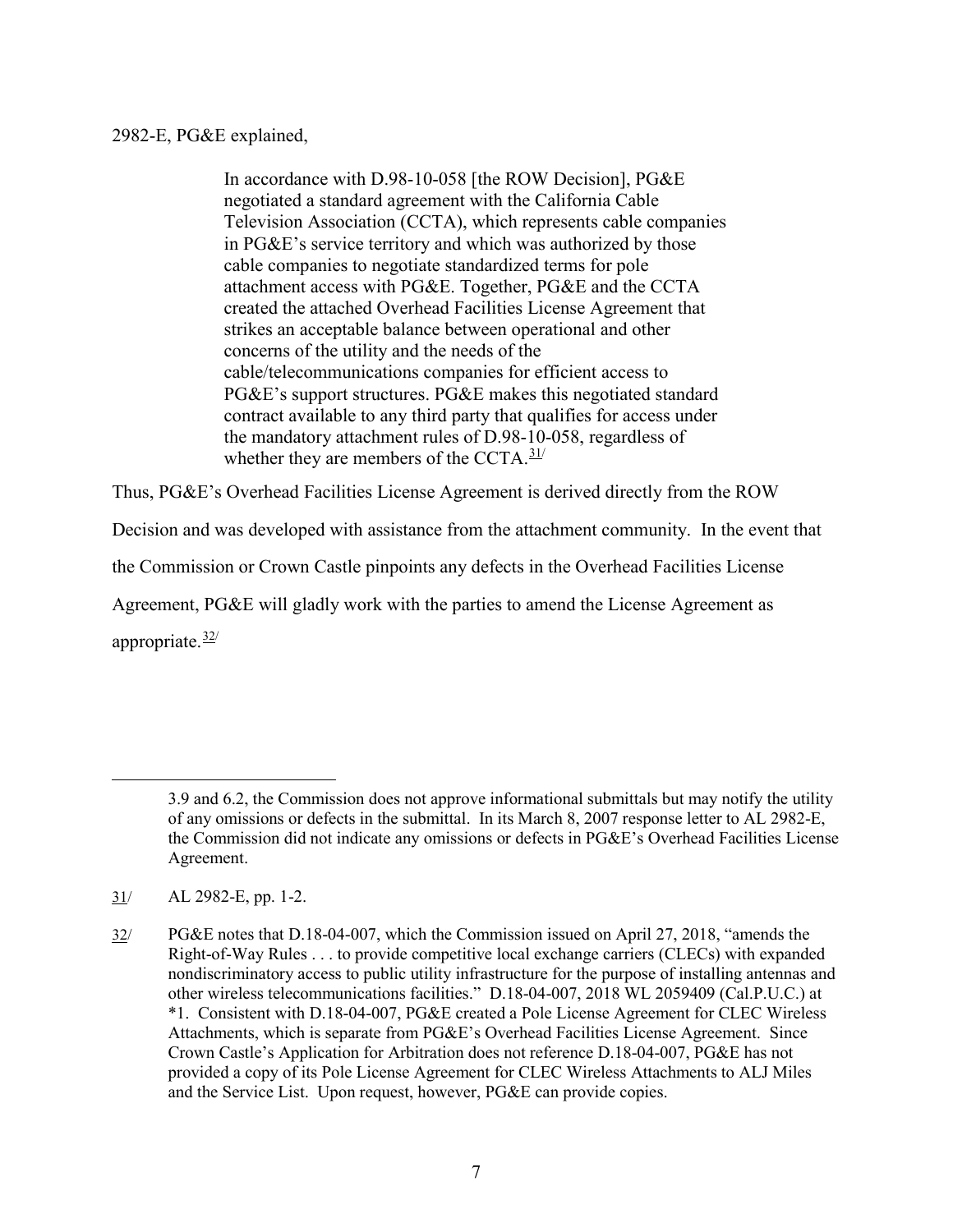2982-E, PG&E explained,

> In accordance with D.98-10-058 [the ROW Decision], PG&E negotiated a standard agreement with the California Cable Television Association (CCTA), which represents cable companies in PG&E's service territory and which was authorized by those cable companies to negotiate standardized terms for pole attachment access with PG&E. Together, PG&E and the CCTA created the attached Overhead Facilities License Agreement that strikes an acceptable balance between operational and other concerns of the utility and the needs of the cable/telecommunications companies for efficient access to PG&E's support structures. PG&E makes this negotiated standard contract available to any third party that qualifies for access under the mandatory attachment rules of D.98-10-058, regardless of whether they are members of the CCTA.[31]

Thus, PG&E's Overhead Facilities License Agreement is derived directly from the ROW Decision and was developed with assistance from the attachment community. In the event that the Commission or Crown Castle pinpoints any defects in the Overhead Facilities License Agreement, PG&E will gladly work with the parties to amend the License Agreement as appropriate.[32]

---

3.9 and 6.2, the Commission does not approve informational submittals but may notify the utility of any omissions or defects in the submittal. In its March 8, 2007 response letter to AL 2982-E, the Commission did not indicate any omissions or defects in PG&E's Overhead Facilities License Agreement.

31/ AL 2982-E, pp. 1-2.

32/ PG&E notes that D.18-04-007, which the Commission issued on April 27, 2018, "amends the Right-of-Way Rules . . . to provide competitive local exchange carriers (CLECs) with expanded nondiscriminatory access to public utility infrastructure for the purpose of installing antennas and other wireless telecommunications facilities." D.18-04-007, 2018 WL 2059409 (Cal.P.U.C.) at *1. Consistent with D.18-04-007, PG&E created a Pole License Agreement for CLEC Wireless Attachments, which is separate from PG&E's Overhead Facilities License Agreement. Since Crown Castle's Application for Arbitration does not reference D.18-04-007, PG&E has not provided a copy of its Pole License Agreement for CLEC Wireless Attachments to ALJ Miles and the Service List. Upon request, however, PG&E can provide copies.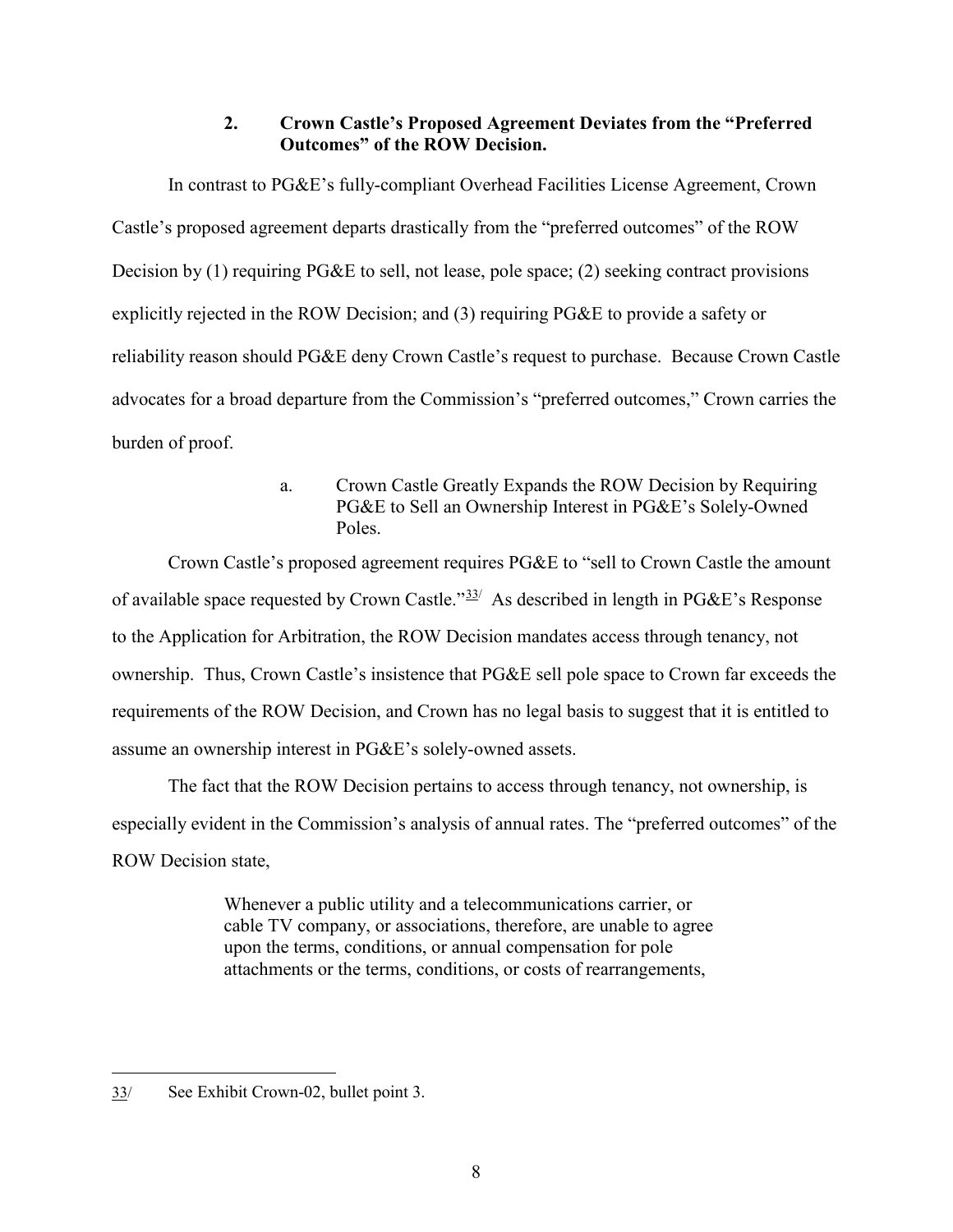### 2. Crown Castle's Proposed Agreement Deviates from the "Preferred Outcomes" of the ROW Decision.

In contrast to PG&E's fully-compliant Overhead Facilities License Agreement, Crown Castle's proposed agreement departs drastically from the "preferred outcomes" of the ROW Decision by (1) requiring PG&E to sell, not lease, pole space; (2) seeking contract provisions explicitly rejected in the ROW Decision; and (3) requiring PG&E to provide a safety or reliability reason should PG&E deny Crown Castle's request to purchase. Because Crown Castle advocates for a broad departure from the Commission's "preferred outcomes," Crown carries the burden of proof.

#### a. Crown Castle Greatly Expands the ROW Decision by Requiring PG&E to Sell an Ownership Interest in PG&E's Solely-Owned Poles.

Crown Castle's proposed agreement requires PG&E to "sell to Crown Castle the amount of available space requested by Crown Castle."[33/] As described in length in PG&E's Response to the Application for Arbitration, the ROW Decision mandates access through tenancy, not ownership. Thus, Crown Castle's insistence that PG&E sell pole space to Crown far exceeds the requirements of the ROW Decision, and Crown has no legal basis to suggest that it is entitled to assume an ownership interest in PG&E's solely-owned assets.

The fact that the ROW Decision pertains to access through tenancy, not ownership, is especially evident in the Commission's analysis of annual rates. The "preferred outcomes" of the ROW Decision state,

> Whenever a public utility and a telecommunications carrier, or cable TV company, or associations, therefore, are unable to agree upon the terms, conditions, or annual compensation for pole attachments or the terms, conditions, or costs of rearrangements,

---

33/ See Exhibit Crown-02, bullet point 3.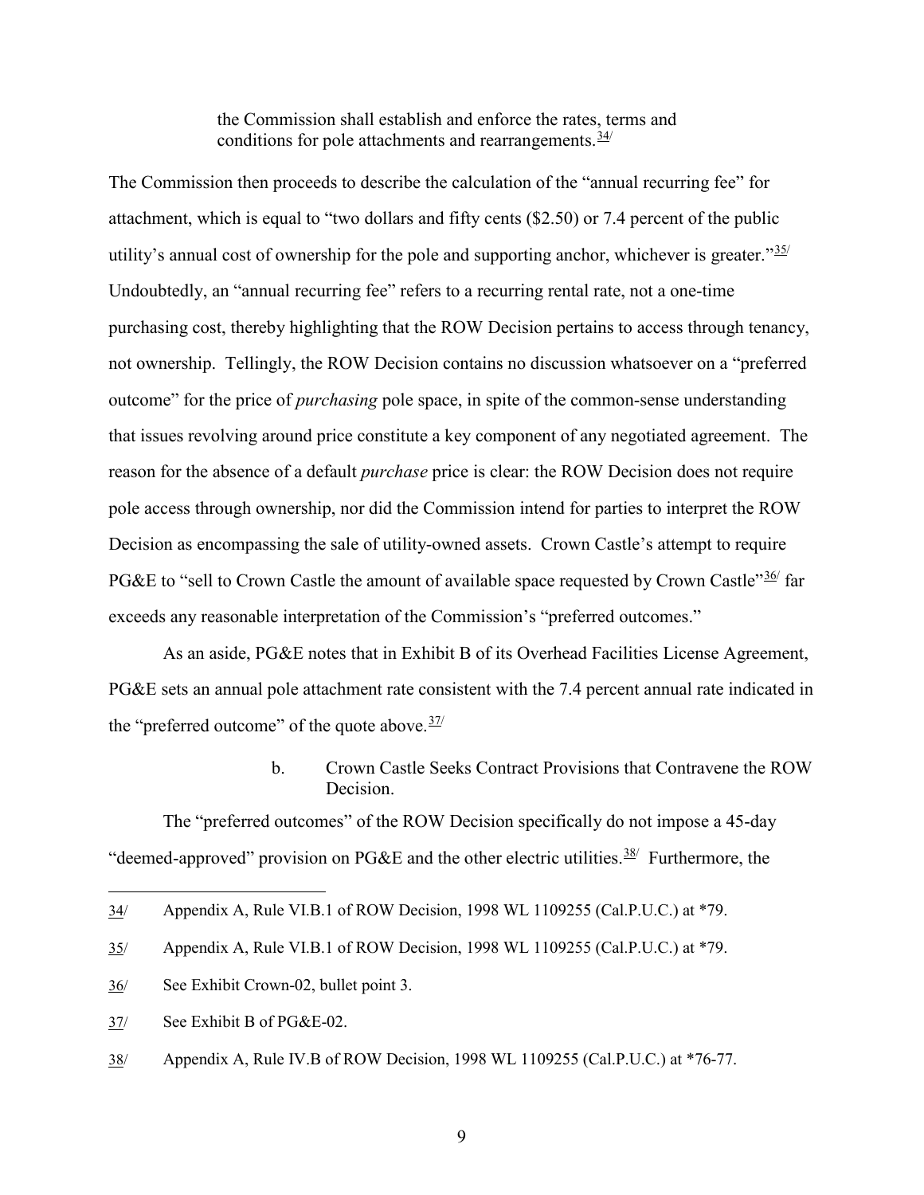> the Commission shall establish and enforce the rates, terms and conditions for pole attachments and rearrangements.[34]

The Commission then proceeds to describe the calculation of the "annual recurring fee" for attachment, which is equal to "two dollars and fifty cents ($2.50) or 7.4 percent of the public utility's annual cost of ownership for the pole and supporting anchor, whichever is greater."[35] Undoubtedly, an "annual recurring fee" refers to a recurring rental rate, not a one-time purchasing cost, thereby highlighting that the ROW Decision pertains to access through tenancy, not ownership. Tellingly, the ROW Decision contains no discussion whatsoever on a "preferred outcome" for the price of *purchasing* pole space, in spite of the common-sense understanding that issues revolving around price constitute a key component of any negotiated agreement. The reason for the absence of a default *purchase* price is clear: the ROW Decision does not require pole access through ownership, nor did the Commission intend for parties to interpret the ROW Decision as encompassing the sale of utility-owned assets. Crown Castle's attempt to require PG&E to "sell to Crown Castle the amount of available space requested by Crown Castle"[36] far exceeds any reasonable interpretation of the Commission's "preferred outcomes."

As an aside, PG&E notes that in Exhibit B of its Overhead Facilities License Agreement, PG&E sets an annual pole attachment rate consistent with the 7.4 percent annual rate indicated in the "preferred outcome" of the quote above.[37]

b. Crown Castle Seeks Contract Provisions that Contravene the ROW Decision.

The "preferred outcomes" of the ROW Decision specifically do not impose a 45-day "deemed-approved" provision on PG&E and the other electric utilities.[38] Furthermore, the

---

34/ Appendix A, Rule VI.B.1 of ROW Decision, 1998 WL 1109255 (Cal.P.U.C.) at \*79.

35/ Appendix A, Rule VI.B.1 of ROW Decision, 1998 WL 1109255 (Cal.P.U.C.) at \*79.

36/ See Exhibit Crown-02, bullet point 3.

37/ See Exhibit B of PG&E-02.

38/ Appendix A, Rule IV.B of ROW Decision, 1998 WL 1109255 (Cal.P.U.C.) at \*76-77.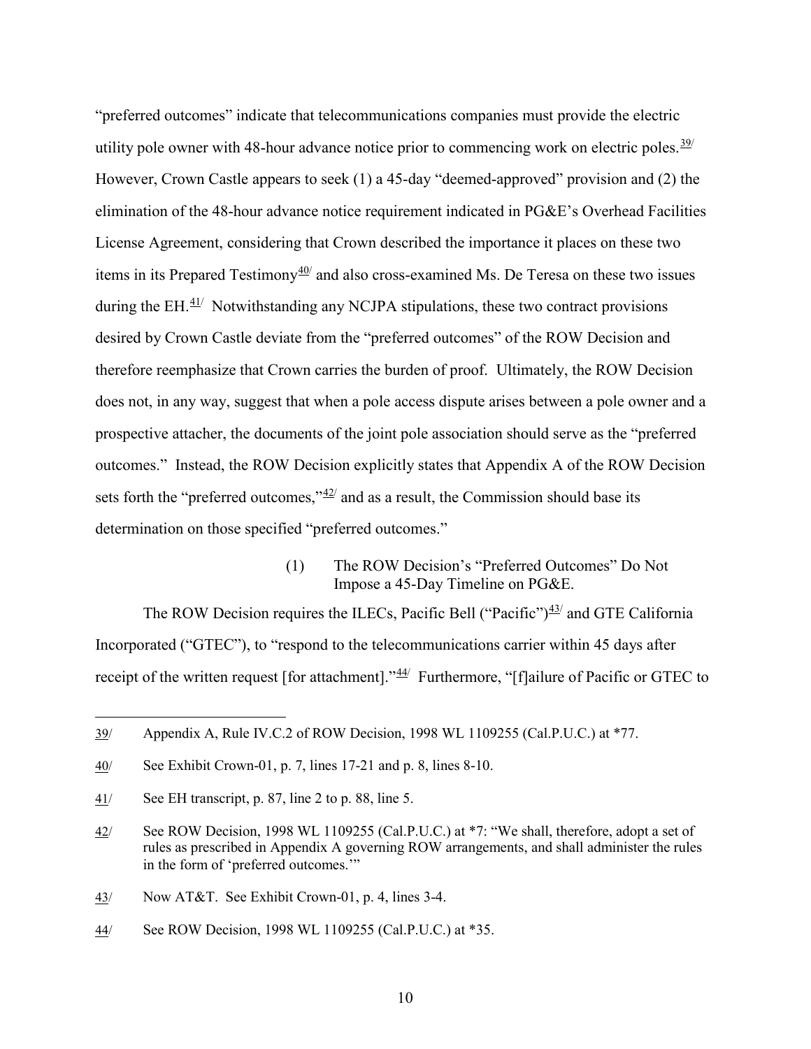"preferred outcomes" indicate that telecommunications companies must provide the electric utility pole owner with 48-hour advance notice prior to commencing work on electric poles.[39/] However, Crown Castle appears to seek (1) a 45-day "deemed-approved" provision and (2) the elimination of the 48-hour advance notice requirement indicated in PG&E's Overhead Facilities License Agreement, considering that Crown described the importance it places on these two items in its Prepared Testimony[40/] and also cross-examined Ms. De Teresa on these two issues during the EH.[41/] Notwithstanding any NCJPA stipulations, these two contract provisions desired by Crown Castle deviate from the "preferred outcomes" of the ROW Decision and therefore reemphasize that Crown carries the burden of proof. Ultimately, the ROW Decision does not, in any way, suggest that when a pole access dispute arises between a pole owner and a prospective attacher, the documents of the joint pole association should serve as the "preferred outcomes." Instead, the ROW Decision explicitly states that Appendix A of the ROW Decision sets forth the "preferred outcomes,"[42/] and as a result, the Commission should base its determination on those specified "preferred outcomes."

(1) The ROW Decision's "Preferred Outcomes" Do Not Impose a 45-Day Timeline on PG&E.

The ROW Decision requires the ILECs, Pacific Bell ("Pacific")[43/] and GTE California Incorporated ("GTEC"), to "respond to the telecommunications carrier within 45 days after receipt of the written request [for attachment]."[44/] Furthermore, "[f]ailure of Pacific or GTEC to

---

39/ Appendix A, Rule IV.C.2 of ROW Decision, 1998 WL 1109255 (Cal.P.U.C.) at *77.

40/ See Exhibit Crown-01, p. 7, lines 17-21 and p. 8, lines 8-10.

41/ See EH transcript, p. 87, line 2 to p. 88, line 5.

42/ See ROW Decision, 1998 WL 1109255 (Cal.P.U.C.) at *7: "We shall, therefore, adopt a set of rules as prescribed in Appendix A governing ROW arrangements, and shall administer the rules in the form of 'preferred outcomes.'"

43/ Now AT&T. See Exhibit Crown-01, p. 4, lines 3-4.

44/ See ROW Decision, 1998 WL 1109255 (Cal.P.U.C.) at *35.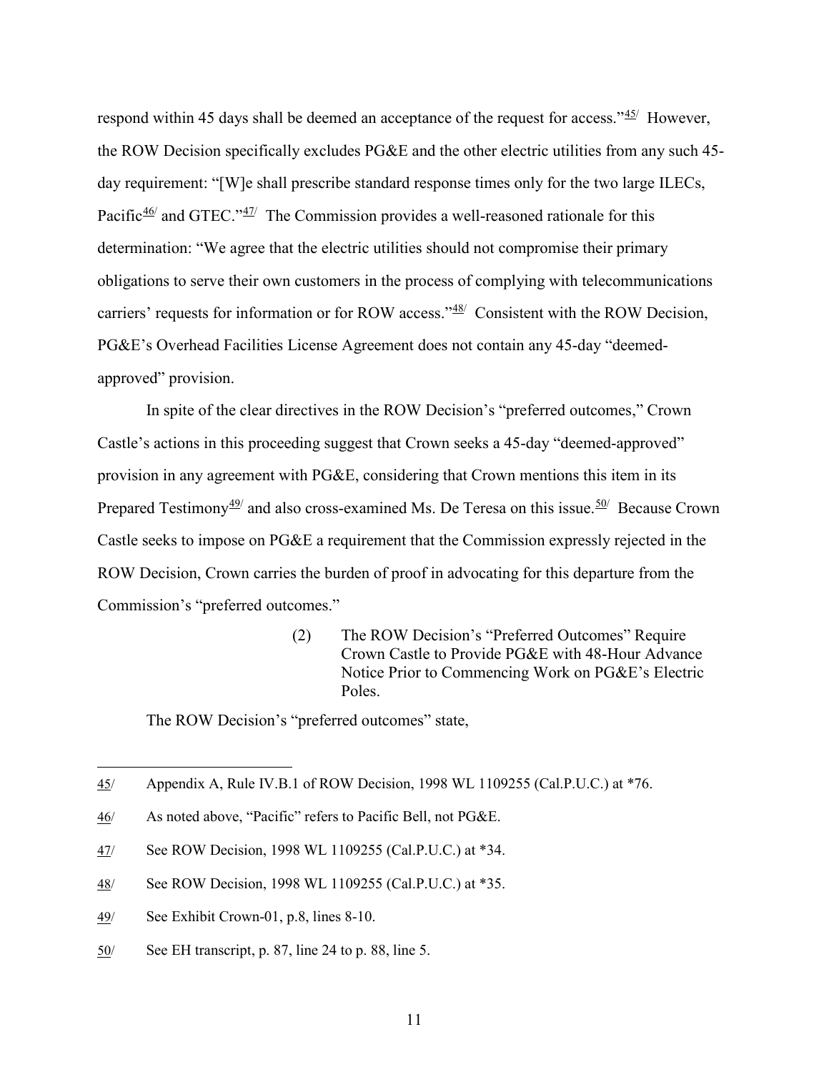respond within 45 days shall be deemed an acceptance of the request for access."[45] However, the ROW Decision specifically excludes PG&E and the other electric utilities from any such 45-day requirement: "[W]e shall prescribe standard response times only for the two large ILECs, Pacific[46] and GTEC."[47] The Commission provides a well-reasoned rationale for this determination: "We agree that the electric utilities should not compromise their primary obligations to serve their own customers in the process of complying with telecommunications carriers' requests for information or for ROW access."[48] Consistent with the ROW Decision, PG&E's Overhead Facilities License Agreement does not contain any 45-day "deemed-approved" provision.

In spite of the clear directives in the ROW Decision's "preferred outcomes," Crown Castle's actions in this proceeding suggest that Crown seeks a 45-day "deemed-approved" provision in any agreement with PG&E, considering that Crown mentions this item in its Prepared Testimony[49] and also cross-examined Ms. De Teresa on this issue.[50] Because Crown Castle seeks to impose on PG&E a requirement that the Commission expressly rejected in the ROW Decision, Crown carries the burden of proof in advocating for this departure from the Commission's "preferred outcomes."

(2) The ROW Decision's "Preferred Outcomes" Require Crown Castle to Provide PG&E with 48-Hour Advance Notice Prior to Commencing Work on PG&E's Electric Poles.

The ROW Decision's "preferred outcomes" state,

---

45/ Appendix A, Rule IV.B.1 of ROW Decision, 1998 WL 1109255 (Cal.P.U.C.) at *76.

46/ As noted above, "Pacific" refers to Pacific Bell, not PG&E.

47/ See ROW Decision, 1998 WL 1109255 (Cal.P.U.C.) at *34.

48/ See ROW Decision, 1998 WL 1109255 (Cal.P.U.C.) at *35.

49/ See Exhibit Crown-01, p.8, lines 8-10.

50/ See EH transcript, p. 87, line 24 to p. 88, line 5.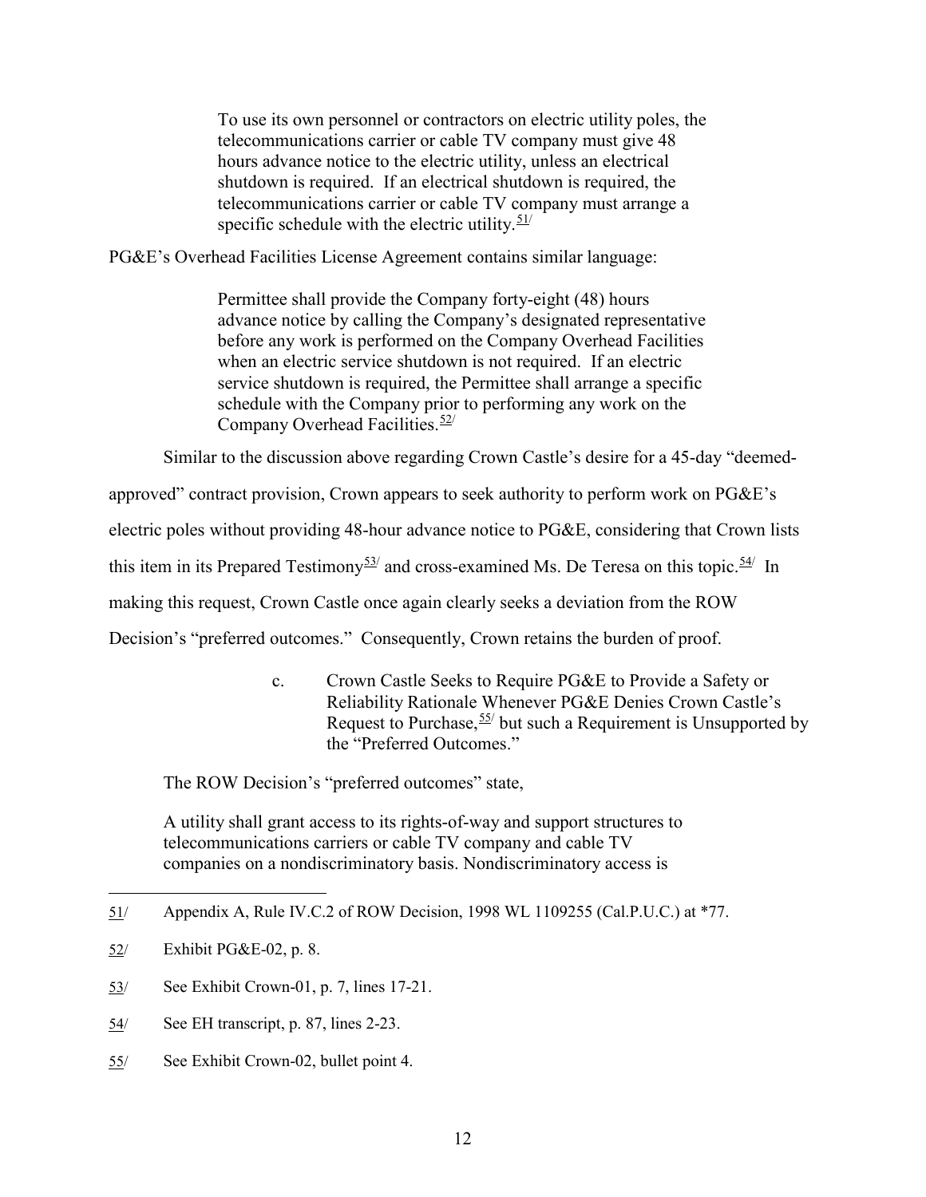> To use its own personnel or contractors on electric utility poles, the telecommunications carrier or cable TV company must give 48 hours advance notice to the electric utility, unless an electrical shutdown is required. If an electrical shutdown is required, the telecommunications carrier or cable TV company must arrange a specific schedule with the electric utility.[51]

PG&E's Overhead Facilities License Agreement contains similar language:

> Permittee shall provide the Company forty-eight (48) hours advance notice by calling the Company's designated representative before any work is performed on the Company Overhead Facilities when an electric service shutdown is not required. If an electric service shutdown is required, the Permittee shall arrange a specific schedule with the Company prior to performing any work on the Company Overhead Facilities.[52]

Similar to the discussion above regarding Crown Castle's desire for a 45-day "deemed-approved" contract provision, Crown appears to seek authority to perform work on PG&E's electric poles without providing 48-hour advance notice to PG&E, considering that Crown lists this item in its Prepared Testimony[53] and cross-examined Ms. De Teresa on this topic.[54] In making this request, Crown Castle once again clearly seeks a deviation from the ROW Decision's "preferred outcomes." Consequently, Crown retains the burden of proof.

c. Crown Castle Seeks to Require PG&E to Provide a Safety or Reliability Rationale Whenever PG&E Denies Crown Castle's Request to Purchase,[55] but such a Requirement is Unsupported by the "Preferred Outcomes."

The ROW Decision's "preferred outcomes" state,

> A utility shall grant access to its rights-of-way and support structures to telecommunications carriers or cable TV company and cable TV companies on a nondiscriminatory basis. Nondiscriminatory access is

---

[51] Appendix A, Rule IV.C.2 of ROW Decision, 1998 WL 1109255 (Cal.P.U.C.) at *77.

[52] Exhibit PG&E-02, p. 8.

[53] See Exhibit Crown-01, p. 7, lines 17-21.

[54] See EH transcript, p. 87, lines 2-23.

[55] See Exhibit Crown-02, bullet point 4.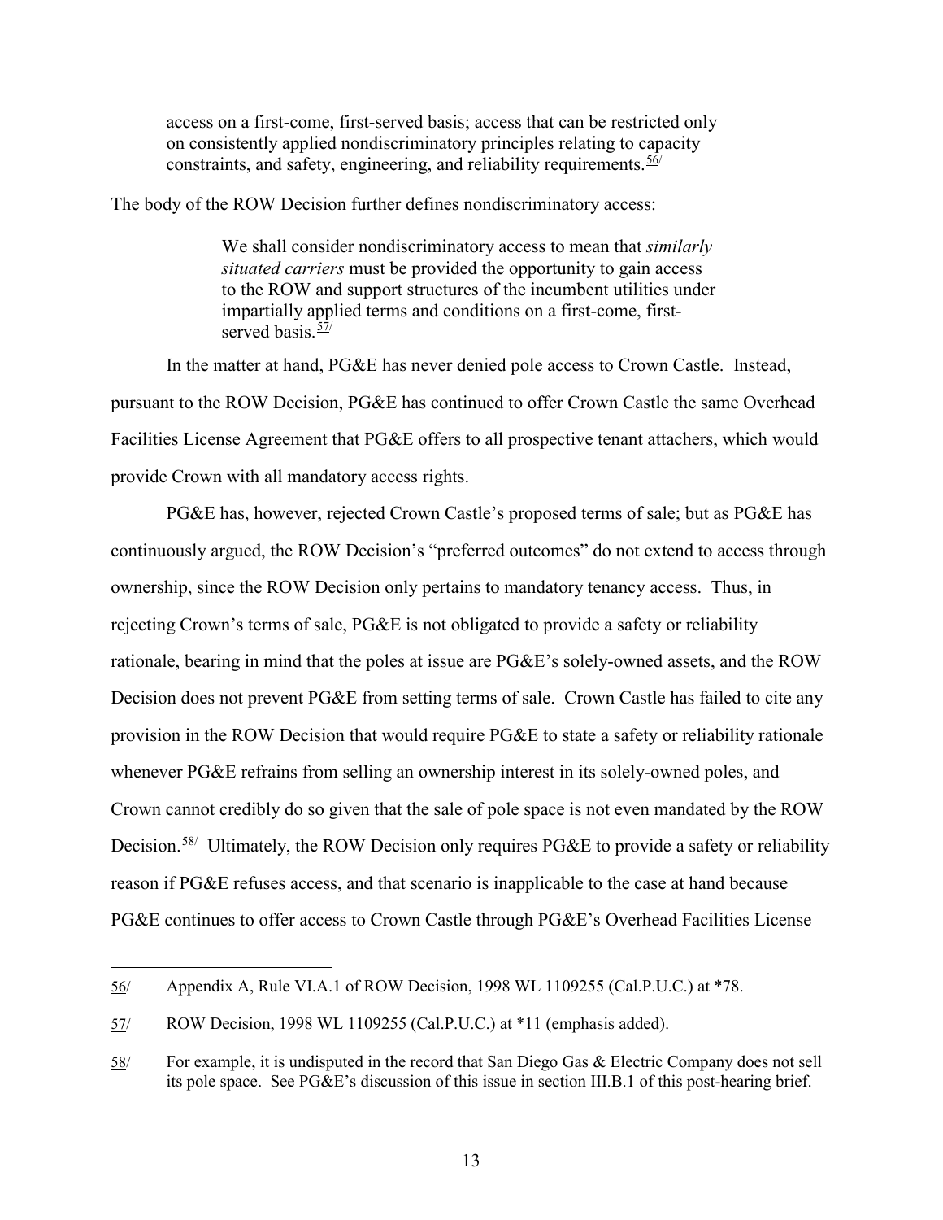> access on a first-come, first-served basis; access that can be restricted only on consistently applied nondiscriminatory principles relating to capacity constraints, and safety, engineering, and reliability requirements.[56]

The body of the ROW Decision further defines nondiscriminatory access:

> We shall consider nondiscriminatory access to mean that *similarly situated carriers* must be provided the opportunity to gain access to the ROW and support structures of the incumbent utilities under impartially applied terms and conditions on a first-come, first-served basis.[57]

In the matter at hand, PG&E has never denied pole access to Crown Castle. Instead, pursuant to the ROW Decision, PG&E has continued to offer Crown Castle the same Overhead Facilities License Agreement that PG&E offers to all prospective tenant attachers, which would provide Crown with all mandatory access rights.

PG&E has, however, rejected Crown Castle's proposed terms of sale; but as PG&E has continuously argued, the ROW Decision's "preferred outcomes" do not extend to access through ownership, since the ROW Decision only pertains to mandatory tenancy access. Thus, in rejecting Crown's terms of sale, PG&E is not obligated to provide a safety or reliability rationale, bearing in mind that the poles at issue are PG&E's solely-owned assets, and the ROW Decision does not prevent PG&E from setting terms of sale. Crown Castle has failed to cite any provision in the ROW Decision that would require PG&E to state a safety or reliability rationale whenever PG&E refrains from selling an ownership interest in its solely-owned poles, and Crown cannot credibly do so given that the sale of pole space is not even mandated by the ROW Decision.[58] Ultimately, the ROW Decision only requires PG&E to provide a safety or reliability reason if PG&E refuses access, and that scenario is inapplicable to the case at hand because PG&E continues to offer access to Crown Castle through PG&E's Overhead Facilities License

---

56/ Appendix A, Rule VI.A.1 of ROW Decision, 1998 WL 1109255 (Cal.P.U.C.) at *78.

57/ ROW Decision, 1998 WL 1109255 (Cal.P.U.C.) at *11 (emphasis added).

58/ For example, it is undisputed in the record that San Diego Gas & Electric Company does not sell its pole space. See PG&E's discussion of this issue in section III.B.1 of this post-hearing brief.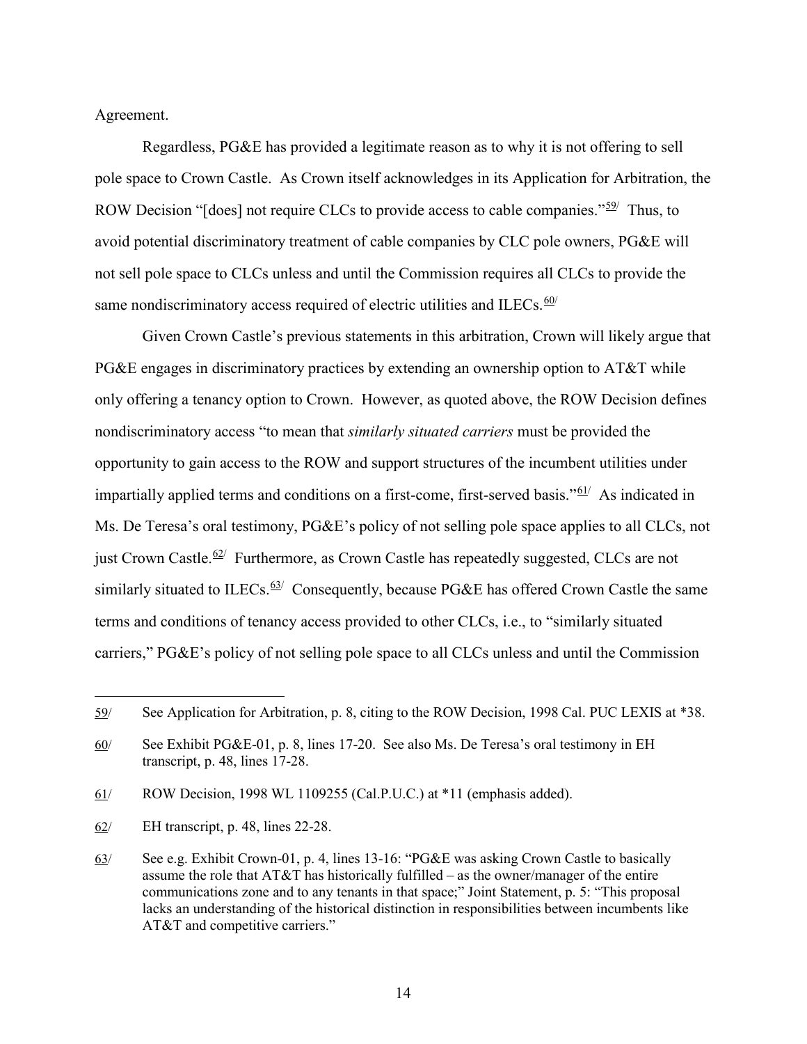Agreement.

Regardless, PG&E has provided a legitimate reason as to why it is not offering to sell pole space to Crown Castle. As Crown itself acknowledges in its Application for Arbitration, the ROW Decision "[does] not require CLCs to provide access to cable companies."[59/] Thus, to avoid potential discriminatory treatment of cable companies by CLC pole owners, PG&E will not sell pole space to CLCs unless and until the Commission requires all CLCs to provide the same nondiscriminatory access required of electric utilities and ILECs.[60/]

Given Crown Castle's previous statements in this arbitration, Crown will likely argue that PG&E engages in discriminatory practices by extending an ownership option to AT&T while only offering a tenancy option to Crown. However, as quoted above, the ROW Decision defines nondiscriminatory access "to mean that *similarly situated carriers* must be provided the opportunity to gain access to the ROW and support structures of the incumbent utilities under impartially applied terms and conditions on a first-come, first-served basis."[61/] As indicated in Ms. De Teresa's oral testimony, PG&E's policy of not selling pole space applies to all CLCs, not just Crown Castle.[62/] Furthermore, as Crown Castle has repeatedly suggested, CLCs are not similarly situated to ILECs.[63/] Consequently, because PG&E has offered Crown Castle the same terms and conditions of tenancy access provided to other CLCs, i.e., to "similarly situated carriers," PG&E's policy of not selling pole space to all CLCs unless and until the Commission

---

59/ See Application for Arbitration, p. 8, citing to the ROW Decision, 1998 Cal. PUC LEXIS at *38.

60/ See Exhibit PG&E-01, p. 8, lines 17-20. See also Ms. De Teresa's oral testimony in EH transcript, p. 48, lines 17-28.

61/ ROW Decision, 1998 WL 1109255 (Cal.P.U.C.) at *11 (emphasis added).

62/ EH transcript, p. 48, lines 22-28.

63/ See e.g. Exhibit Crown-01, p. 4, lines 13-16: "PG&E was asking Crown Castle to basically assume the role that AT&T has historically fulfilled – as the owner/manager of the entire communications zone and to any tenants in that space;" Joint Statement, p. 5: "This proposal lacks an understanding of the historical distinction in responsibilities between incumbents like AT&T and competitive carriers."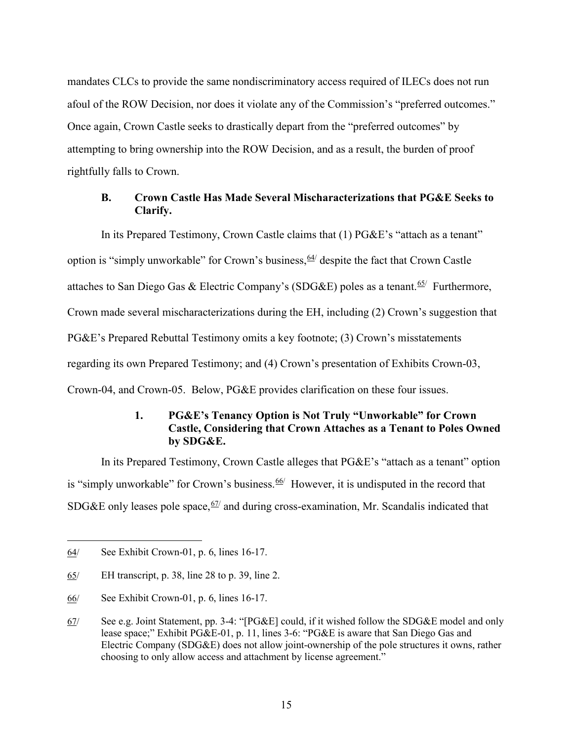mandates CLCs to provide the same nondiscriminatory access required of ILECs does not run afoul of the ROW Decision, nor does it violate any of the Commission's "preferred outcomes." Once again, Crown Castle seeks to drastically depart from the "preferred outcomes" by attempting to bring ownership into the ROW Decision, and as a result, the burden of proof rightfully falls to Crown.

### B. Crown Castle Has Made Several Mischaracterizations that PG&E Seeks to Clarify.

In its Prepared Testimony, Crown Castle claims that (1) PG&E's "attach as a tenant" option is "simply unworkable" for Crown's business,[64/] despite the fact that Crown Castle attaches to San Diego Gas & Electric Company's (SDG&E) poles as a tenant.[65/] Furthermore, Crown made several mischaracterizations during the EH, including (2) Crown's suggestion that PG&E's Prepared Rebuttal Testimony omits a key footnote; (3) Crown's misstatements regarding its own Prepared Testimony; and (4) Crown's presentation of Exhibits Crown-03, Crown-04, and Crown-05. Below, PG&E provides clarification on these four issues.

#### 1. PG&E's Tenancy Option is Not Truly "Unworkable" for Crown Castle, Considering that Crown Attaches as a Tenant to Poles Owned by SDG&E.

In its Prepared Testimony, Crown Castle alleges that PG&E's "attach as a tenant" option is "simply unworkable" for Crown's business.[66/] However, it is undisputed in the record that SDG&E only leases pole space,[67/] and during cross-examination, Mr. Scandalis indicated that

---

64/ See Exhibit Crown-01, p. 6, lines 16-17.

65/ EH transcript, p. 38, line 28 to p. 39, line 2.

66/ See Exhibit Crown-01, p. 6, lines 16-17.

67/ See e.g. Joint Statement, pp. 3-4: "[PG&E] could, if it wished follow the SDG&E model and only lease space;" Exhibit PG&E-01, p. 11, lines 3-6: "PG&E is aware that San Diego Gas and Electric Company (SDG&E) does not allow joint-ownership of the pole structures it owns, rather choosing to only allow access and attachment by license agreement."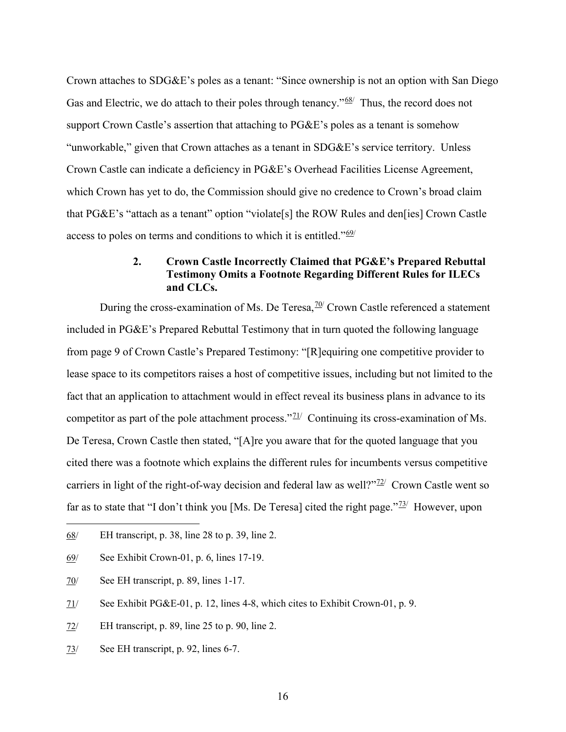Crown attaches to SDG&E's poles as a tenant: "Since ownership is not an option with San Diego Gas and Electric, we do attach to their poles through tenancy."[68] Thus, the record does not support Crown Castle's assertion that attaching to PG&E's poles as a tenant is somehow "unworkable," given that Crown attaches as a tenant in SDG&E's service territory. Unless Crown Castle can indicate a deficiency in PG&E's Overhead Facilities License Agreement, which Crown has yet to do, the Commission should give no credence to Crown's broad claim that PG&E's "attach as a tenant" option "violate[s] the ROW Rules and den[ies] Crown Castle access to poles on terms and conditions to which it is entitled."[69]

### 2. Crown Castle Incorrectly Claimed that PG&E's Prepared Rebuttal Testimony Omits a Footnote Regarding Different Rules for ILECs and CLCs.

During the cross-examination of Ms. De Teresa,[70] Crown Castle referenced a statement included in PG&E's Prepared Rebuttal Testimony that in turn quoted the following language from page 9 of Crown Castle's Prepared Testimony: "[R]equiring one competitive provider to lease space to its competitors raises a host of competitive issues, including but not limited to the fact that an application to attachment would in effect reveal its business plans in advance to its competitor as part of the pole attachment process."[71] Continuing its cross-examination of Ms. De Teresa, Crown Castle then stated, "[A]re you aware that for the quoted language that you cited there was a footnote which explains the different rules for incumbents versus competitive carriers in light of the right-of-way decision and federal law as well?"[72] Crown Castle went so far as to state that "I don't think you [Ms. De Teresa] cited the right page."[73] However, upon

---

68/ EH transcript, p. 38, line 28 to p. 39, line 2.

69/ See Exhibit Crown-01, p. 6, lines 17-19.

70/ See EH transcript, p. 89, lines 1-17.

71/ See Exhibit PG&E-01, p. 12, lines 4-8, which cites to Exhibit Crown-01, p. 9.

72/ EH transcript, p. 89, line 25 to p. 90, line 2.

73/ See EH transcript, p. 92, lines 6-7.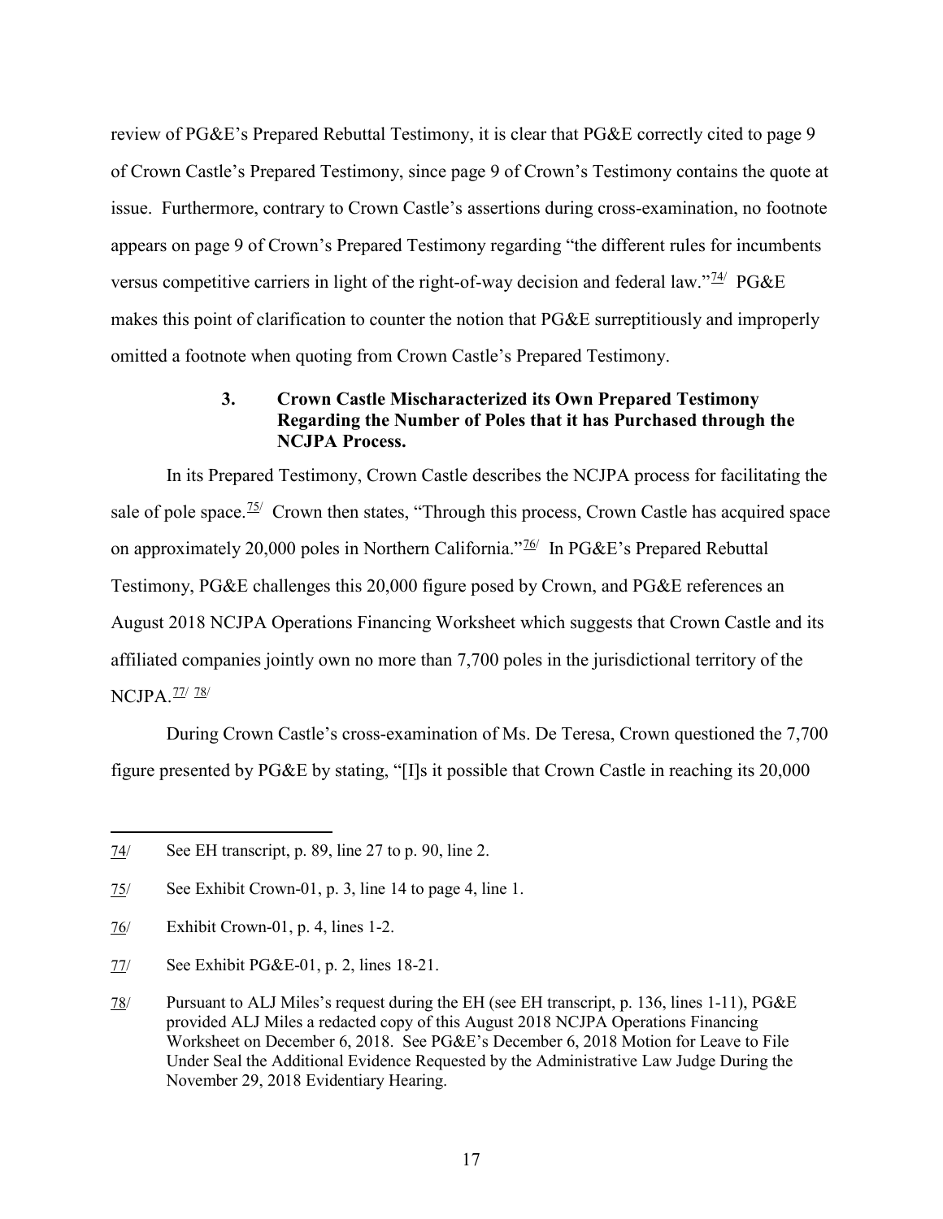review of PG&E's Prepared Rebuttal Testimony, it is clear that PG&E correctly cited to page 9 of Crown Castle's Prepared Testimony, since page 9 of Crown's Testimony contains the quote at issue. Furthermore, contrary to Crown Castle's assertions during cross-examination, no footnote appears on page 9 of Crown's Prepared Testimony regarding "the different rules for incumbents versus competitive carriers in light of the right-of-way decision and federal law."[74] PG&E makes this point of clarification to counter the notion that PG&E surreptitiously and improperly omitted a footnote when quoting from Crown Castle's Prepared Testimony.

### 3. Crown Castle Mischaracterized its Own Prepared Testimony Regarding the Number of Poles that it has Purchased through the NCJPA Process.

In its Prepared Testimony, Crown Castle describes the NCJPA process for facilitating the sale of pole space.[75] Crown then states, "Through this process, Crown Castle has acquired space on approximately 20,000 poles in Northern California."[76] In PG&E's Prepared Rebuttal Testimony, PG&E challenges this 20,000 figure posed by Crown, and PG&E references an August 2018 NCJPA Operations Financing Worksheet which suggests that Crown Castle and its affiliated companies jointly own no more than 7,700 poles in the jurisdictional territory of the NCJPA.[77] [78]

During Crown Castle's cross-examination of Ms. De Teresa, Crown questioned the 7,700 figure presented by PG&E by stating, "[I]s it possible that Crown Castle in reaching its 20,000

---

74/ See EH transcript, p. 89, line 27 to p. 90, line 2.

75/ See Exhibit Crown-01, p. 3, line 14 to page 4, line 1.

76/ Exhibit Crown-01, p. 4, lines 1-2.

77/ See Exhibit PG&E-01, p. 2, lines 18-21.

78/ Pursuant to ALJ Miles's request during the EH (see EH transcript, p. 136, lines 1-11), PG&E provided ALJ Miles a redacted copy of this August 2018 NCJPA Operations Financing Worksheet on December 6, 2018. See PG&E's December 6, 2018 Motion for Leave to File Under Seal the Additional Evidence Requested by the Administrative Law Judge During the November 29, 2018 Evidentiary Hearing.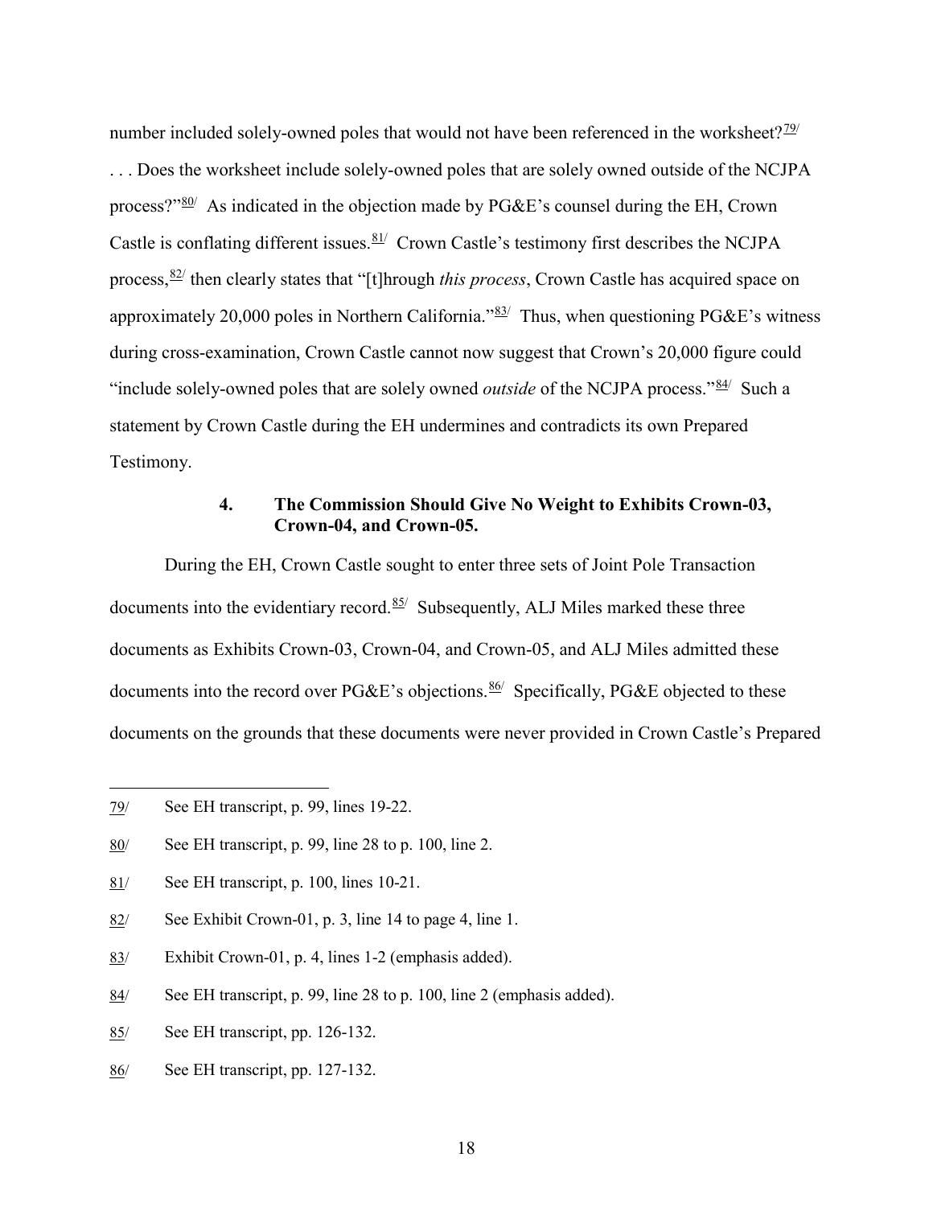number included solely-owned poles that would not have been referenced in the worksheet?[79/] . . . Does the worksheet include solely-owned poles that are solely owned outside of the NCJPA process?"[80/] As indicated in the objection made by PG&E's counsel during the EH, Crown Castle is conflating different issues.[81/] Crown Castle's testimony first describes the NCJPA process,[82/] then clearly states that "[t]hrough *this process*, Crown Castle has acquired space on approximately 20,000 poles in Northern California."[83/] Thus, when questioning PG&E's witness during cross-examination, Crown Castle cannot now suggest that Crown's 20,000 figure could "include solely-owned poles that are solely owned *outside* of the NCJPA process."[84/] Such a statement by Crown Castle during the EH undermines and contradicts its own Prepared Testimony.

#### 4. The Commission Should Give No Weight to Exhibits Crown-03, Crown-04, and Crown-05.

During the EH, Crown Castle sought to enter three sets of Joint Pole Transaction documents into the evidentiary record.[85/] Subsequently, ALJ Miles marked these three documents as Exhibits Crown-03, Crown-04, and Crown-05, and ALJ Miles admitted these documents into the record over PG&E's objections.[86/] Specifically, PG&E objected to these documents on the grounds that these documents were never provided in Crown Castle's Prepared

---

79/ See EH transcript, p. 99, lines 19-22.

80/ See EH transcript, p. 99, line 28 to p. 100, line 2.

81/ See EH transcript, p. 100, lines 10-21.

82/ See Exhibit Crown-01, p. 3, line 14 to page 4, line 1.

83/ Exhibit Crown-01, p. 4, lines 1-2 (emphasis added).

84/ See EH transcript, p. 99, line 28 to p. 100, line 2 (emphasis added).

85/ See EH transcript, pp. 126-132.

86/ See EH transcript, pp. 127-132.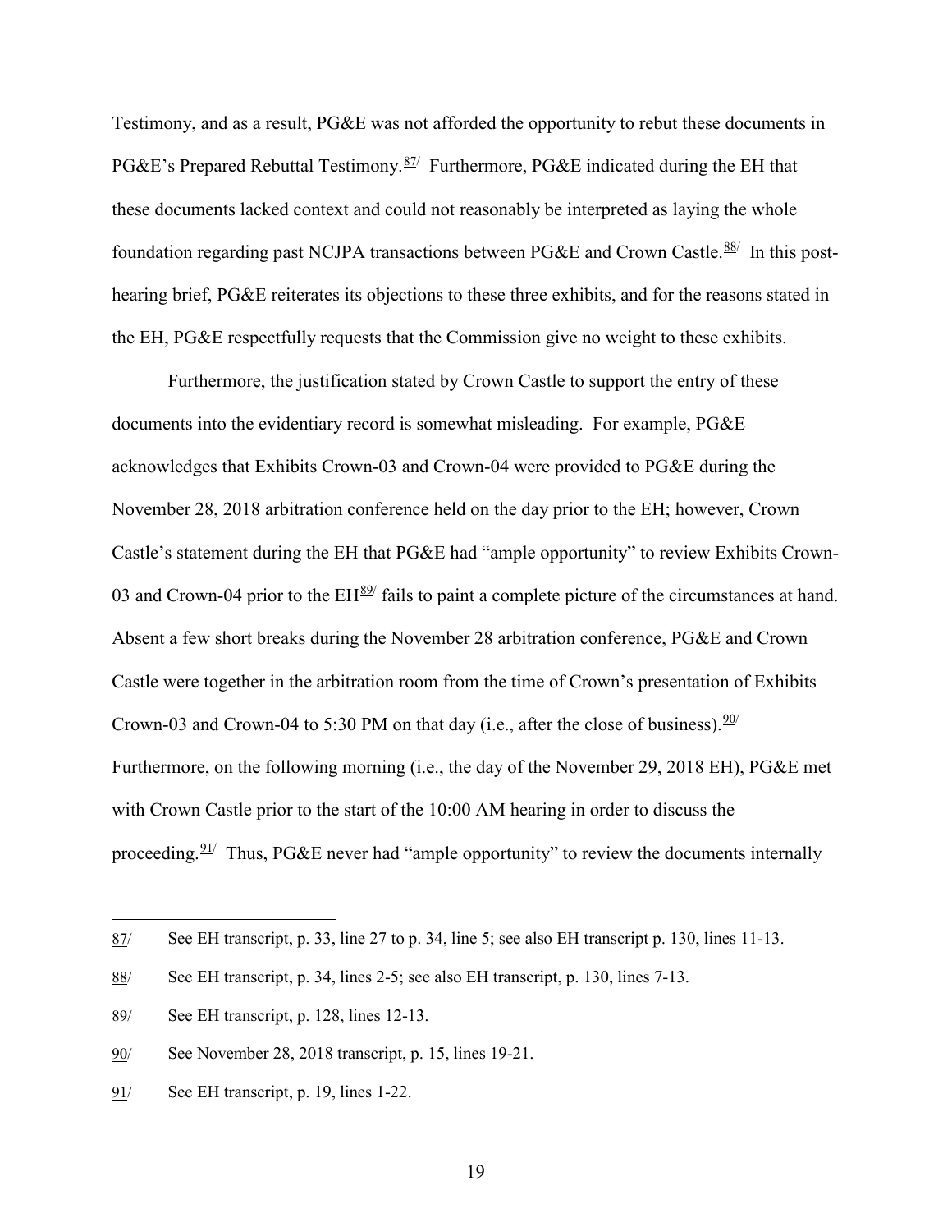Testimony, and as a result, PG&E was not afforded the opportunity to rebut these documents in PG&E's Prepared Rebuttal Testimony.[87/] Furthermore, PG&E indicated during the EH that these documents lacked context and could not reasonably be interpreted as laying the whole foundation regarding past NCJPA transactions between PG&E and Crown Castle.[88/] In this post-hearing brief, PG&E reiterates its objections to these three exhibits, and for the reasons stated in the EH, PG&E respectfully requests that the Commission give no weight to these exhibits.

Furthermore, the justification stated by Crown Castle to support the entry of these documents into the evidentiary record is somewhat misleading. For example, PG&E acknowledges that Exhibits Crown-03 and Crown-04 were provided to PG&E during the November 28, 2018 arbitration conference held on the day prior to the EH; however, Crown Castle's statement during the EH that PG&E had "ample opportunity" to review Exhibits Crown-03 and Crown-04 prior to the EH[89/] fails to paint a complete picture of the circumstances at hand. Absent a few short breaks during the November 28 arbitration conference, PG&E and Crown Castle were together in the arbitration room from the time of Crown's presentation of Exhibits Crown-03 and Crown-04 to 5:30 PM on that day (i.e., after the close of business).[90/] Furthermore, on the following morning (i.e., the day of the November 29, 2018 EH), PG&E met with Crown Castle prior to the start of the 10:00 AM hearing in order to discuss the proceeding.[91/] Thus, PG&E never had "ample opportunity" to review the documents internally

---

87/ See EH transcript, p. 33, line 27 to p. 34, line 5; see also EH transcript p. 130, lines 11-13.

88/ See EH transcript, p. 34, lines 2-5; see also EH transcript, p. 130, lines 7-13.

89/ See EH transcript, p. 128, lines 12-13.

90/ See November 28, 2018 transcript, p. 15, lines 19-21.

91/ See EH transcript, p. 19, lines 1-22.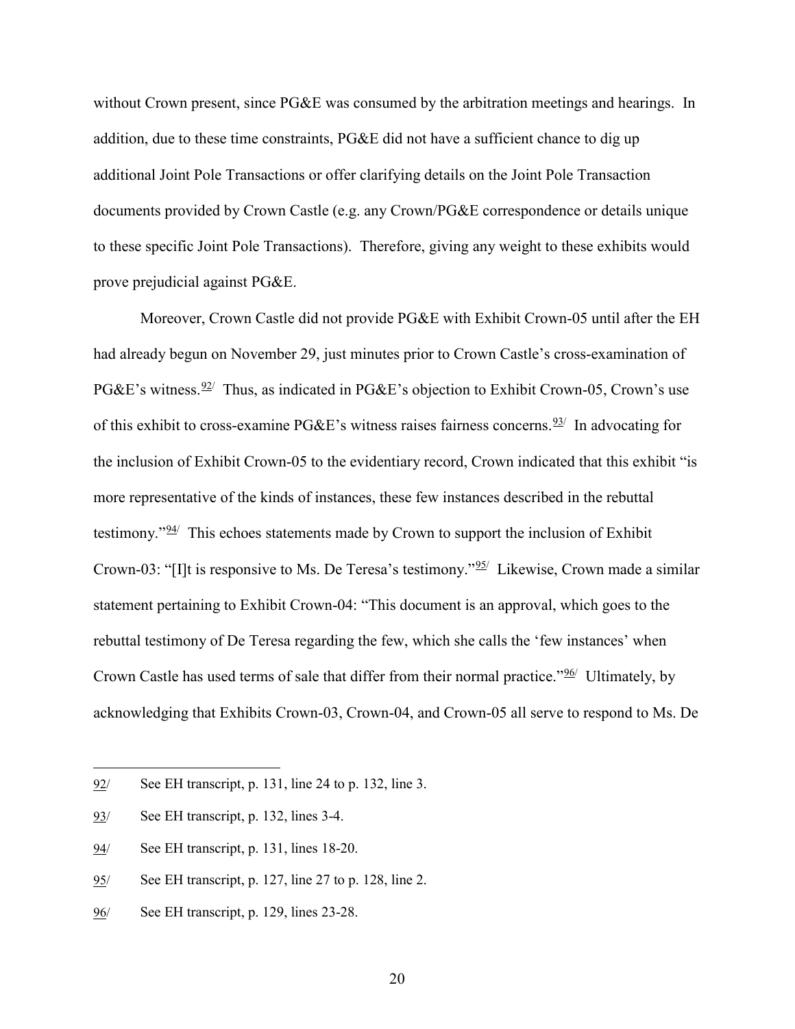without Crown present, since PG&E was consumed by the arbitration meetings and hearings. In addition, due to these time constraints, PG&E did not have a sufficient chance to dig up additional Joint Pole Transactions or offer clarifying details on the Joint Pole Transaction documents provided by Crown Castle (e.g. any Crown/PG&E correspondence or details unique to these specific Joint Pole Transactions). Therefore, giving any weight to these exhibits would prove prejudicial against PG&E.

Moreover, Crown Castle did not provide PG&E with Exhibit Crown-05 until after the EH had already begun on November 29, just minutes prior to Crown Castle's cross-examination of PG&E's witness.[92/] Thus, as indicated in PG&E's objection to Exhibit Crown-05, Crown's use of this exhibit to cross-examine PG&E's witness raises fairness concerns.[93/] In advocating for the inclusion of Exhibit Crown-05 to the evidentiary record, Crown indicated that this exhibit "is more representative of the kinds of instances, these few instances described in the rebuttal testimony."[94/] This echoes statements made by Crown to support the inclusion of Exhibit Crown-03: "[I]t is responsive to Ms. De Teresa's testimony."[95/] Likewise, Crown made a similar statement pertaining to Exhibit Crown-04: "This document is an approval, which goes to the rebuttal testimony of De Teresa regarding the few, which she calls the 'few instances' when Crown Castle has used terms of sale that differ from their normal practice."[96/] Ultimately, by acknowledging that Exhibits Crown-03, Crown-04, and Crown-05 all serve to respond to Ms. De

---

92/ See EH transcript, p. 131, line 24 to p. 132, line 3.

93/ See EH transcript, p. 132, lines 3-4.

94/ See EH transcript, p. 131, lines 18-20.

95/ See EH transcript, p. 127, line 27 to p. 128, line 2.

96/ See EH transcript, p. 129, lines 23-28.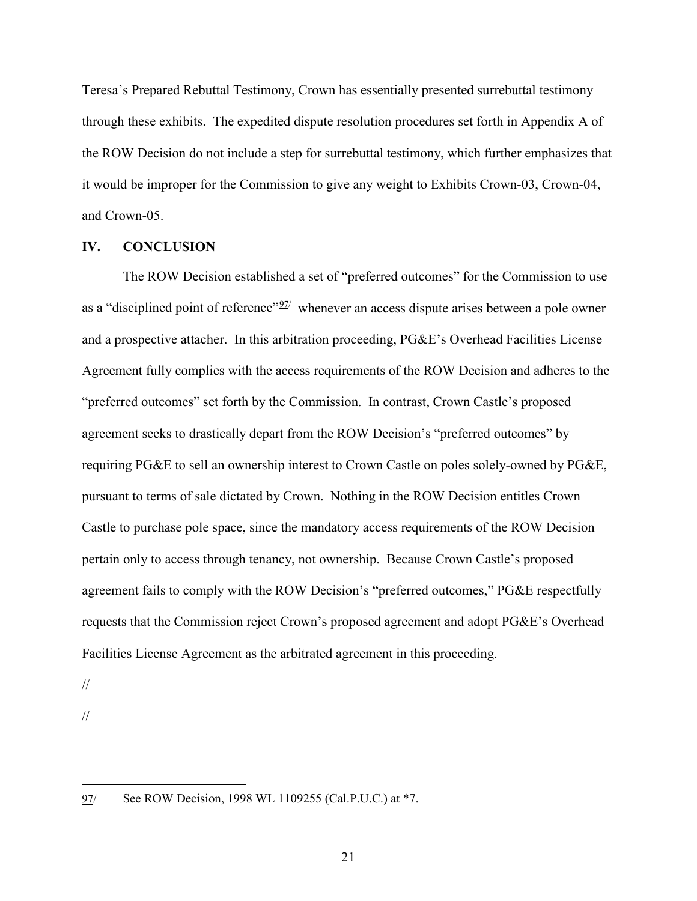Teresa's Prepared Rebuttal Testimony, Crown has essentially presented surrebuttal testimony through these exhibits. The expedited dispute resolution procedures set forth in Appendix A of the ROW Decision do not include a step for surrebuttal testimony, which further emphasizes that it would be improper for the Commission to give any weight to Exhibits Crown-03, Crown-04, and Crown-05.

## IV. CONCLUSION

The ROW Decision established a set of "preferred outcomes" for the Commission to use as a "disciplined point of reference"[97/] whenever an access dispute arises between a pole owner and a prospective attacher. In this arbitration proceeding, PG&E's Overhead Facilities License Agreement fully complies with the access requirements of the ROW Decision and adheres to the "preferred outcomes" set forth by the Commission. In contrast, Crown Castle's proposed agreement seeks to drastically depart from the ROW Decision's "preferred outcomes" by requiring PG&E to sell an ownership interest to Crown Castle on poles solely-owned by PG&E, pursuant to terms of sale dictated by Crown. Nothing in the ROW Decision entitles Crown Castle to purchase pole space, since the mandatory access requirements of the ROW Decision pertain only to access through tenancy, not ownership. Because Crown Castle's proposed agreement fails to comply with the ROW Decision's "preferred outcomes," PG&E respectfully requests that the Commission reject Crown's proposed agreement and adopt PG&E's Overhead Facilities License Agreement as the arbitrated agreement in this proceeding.

//

//

---

97/ See ROW Decision, 1998 WL 1109255 (Cal.P.U.C.) at *7.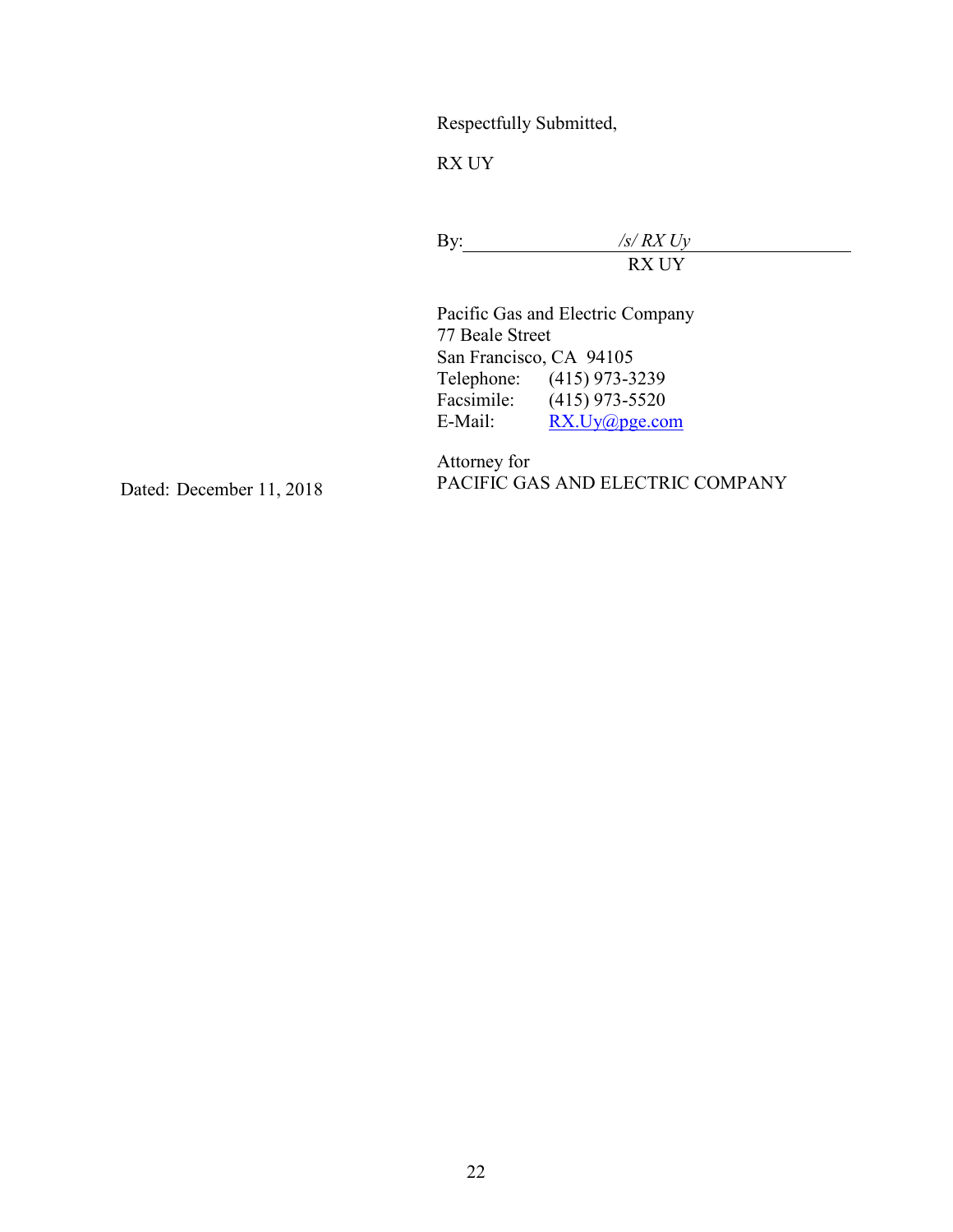Respectfully Submitted,

RX UY

By: */s/ RX Uy*
RX UY

Pacific Gas and Electric Company
77 Beale Street
San Francisco, CA 94105
Telephone: (415) 973-3239
Facsimile: (415) 973-5520
E-Mail: RX.Uy@pge.com

Attorney for
PACIFIC GAS AND ELECTRIC COMPANY

Dated: December 11, 2018